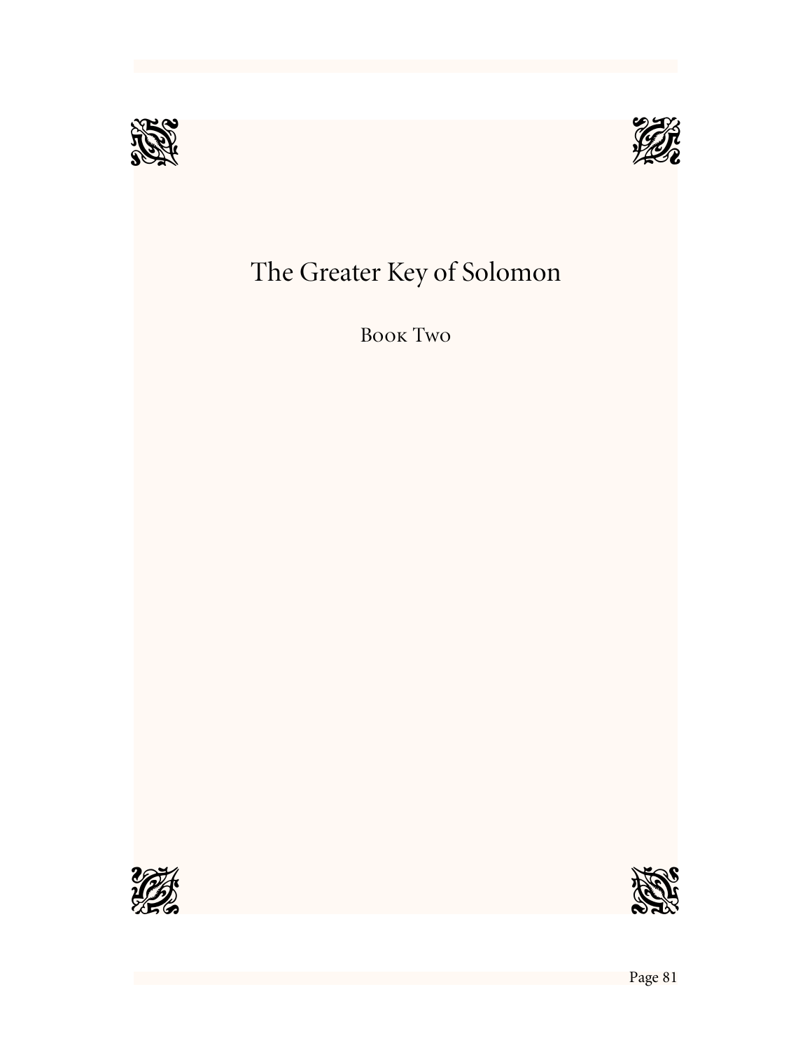# The Greater Key of Solomon

## Book Two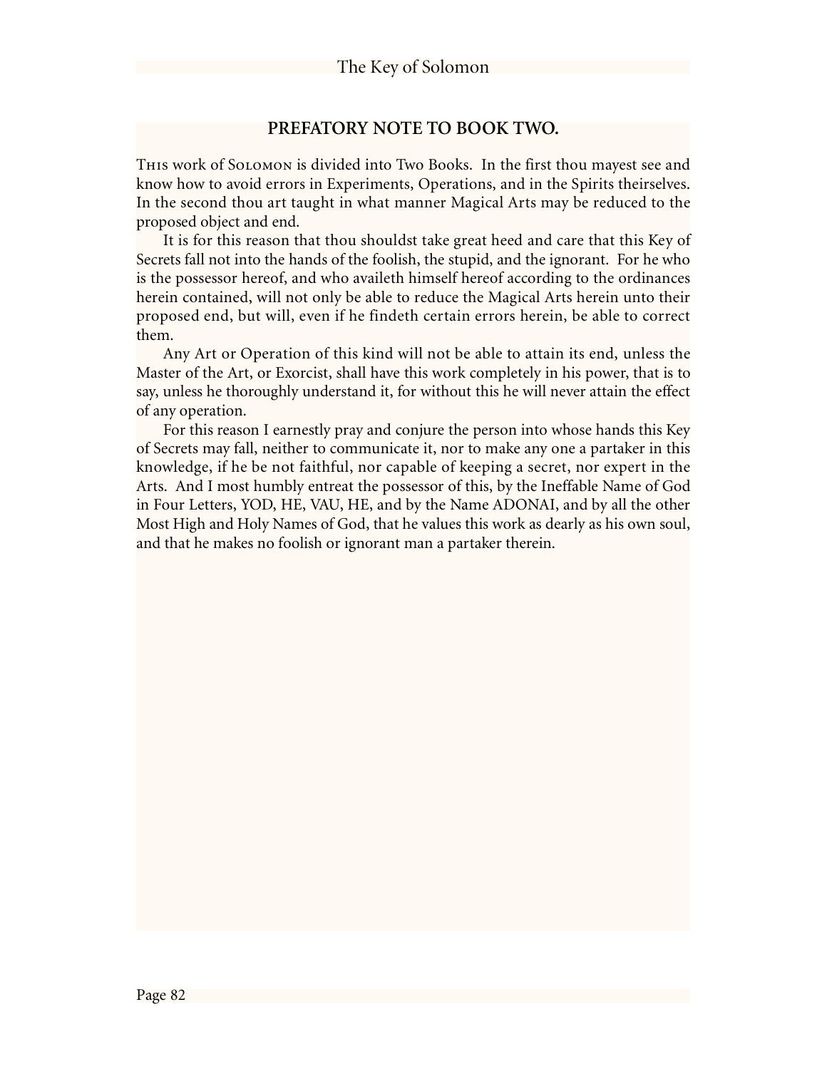## PREFATORY NOTE TO BOOK TWO.

This work of Solomon is divided into Two Books. In the first thou mayest see and know how to avoid errors in Experiments, Operations, and in the Spirits theirselves. In the second thou art taught in what manner Magical Arts may be reduced to the proposed object and end.

It is for this reason that thou shouldst take great heed and care that this Key of Secrets fall not into the hands of the foolish, the stupid, and the ignorant. For he who is the possessor hereof, and who availeth himself hereof according to the ordinances herein contained, will not only be able to reduce the Magical Arts herein unto their proposed end, but will, even if he findeth certain errors herein, be able to correct them.

Any Art or Operation of this kind will not be able to attain its end, unless the Master of the Art, or Exorcist, shall have this work completely in his power, that is to say, unless he thoroughly understand it, for without this he will never attain the effect of any operation.

For this reason I earnestly pray and conjure the person into whose hands this Key of Secrets may fall, neither to communicate it, nor to make any one a partaker in this knowledge, if he be not faithful, nor capable of keeping a secret, nor expert in the Arts. And I most humbly entreat the possessor of this, by the Ineffable Name of God in Four Letters, YOD, HE, VAU, HE, and by the Name ADONAI, and by all the other Most High and Holy Names of God, that he values this work as dearly as his own soul, and that he makes no foolish or ignorant man a partaker therein.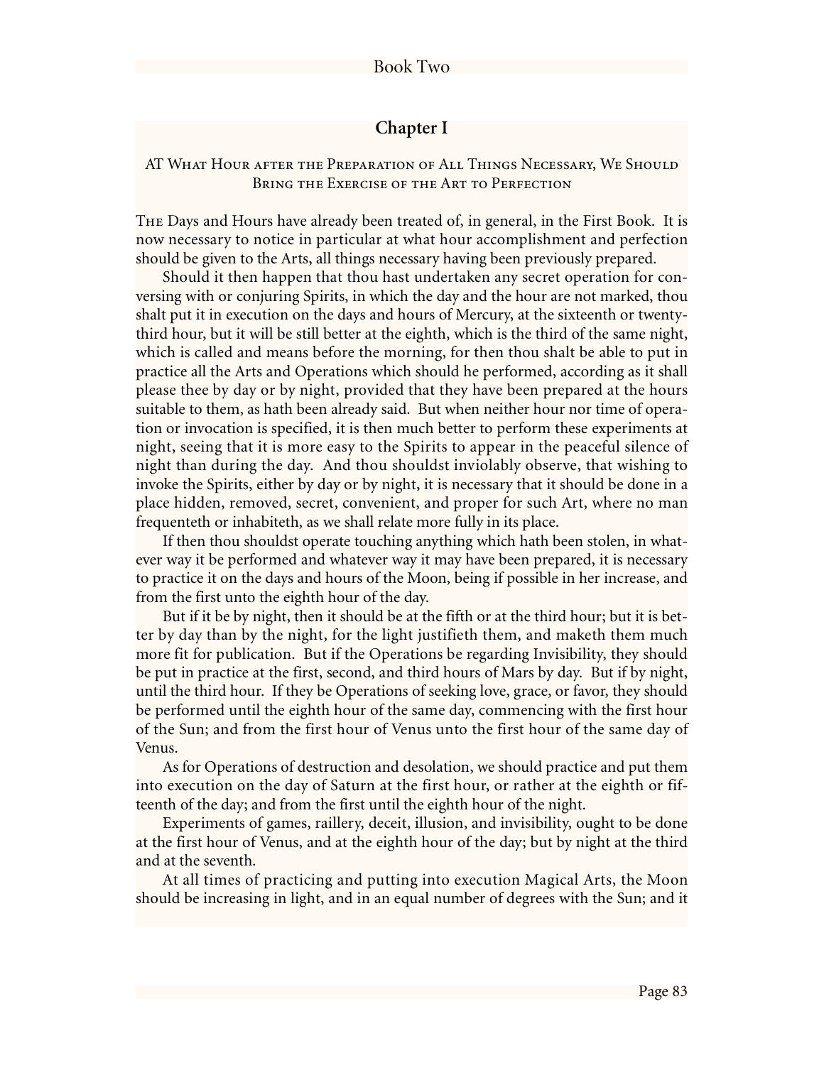# Book Two

## Chapter I

### AT What Hour after the Preparation of All Things Necessary, We Should Bring the Exercise of the Art to Perfection

The Days and Hours have already been treated of, in general, in the First Book. It is now necessary to notice in particular at what hour accomplishment and perfection should be given to the Arts, all things necessary having been previously prepared.

Should it then happen that thou hast undertaken any secret operation for conversing with or conjuring Spirits, in which the day and the hour are not marked, thou shalt put it in execution on the days and hours of Mercury, at the sixteenth or twenty-third hour, but it will be still better at the eighth, which is the third of the same night, which is called and means before the morning, for then thou shalt be able to put in practice all the Arts and Operations which should he performed, according as it shall please thee by day or by night, provided that they have been prepared at the hours suitable to them, as hath been already said. But when neither hour nor time of operation or invocation is specified, it is then much better to perform these experiments at night, seeing that it is more easy to the Spirits to appear in the peaceful silence of night than during the day. And thou shouldst inviolably observe, that wishing to invoke the Spirits, either by day or by night, it is necessary that it should be done in a place hidden, removed, secret, convenient, and proper for such Art, where no man frequenteth or inhabiteth, as we shall relate more fully in its place.

If then thou shouldst operate touching anything which hath been stolen, in whatever way it be performed and whatever way it may have been prepared, it is necessary to practice it on the days and hours of the Moon, being if possible in her increase, and from the first unto the eighth hour of the day.

But if it be by night, then it should be at the fifth or at the third hour; but it is better by day than by the night, for the light justifieth them, and maketh them much more fit for publication. But if the Operations be regarding Invisibility, they should be put in practice at the first, second, and third hours of Mars by day. But if by night, until the third hour. If they be Operations of seeking love, grace, or favor, they should be performed until the eighth hour of the same day, commencing with the first hour of the Sun; and from the first hour of Venus unto the first hour of the same day of Venus.

As for Operations of destruction and desolation, we should practice and put them into execution on the day of Saturn at the first hour, or rather at the eighth or fifteenth of the day; and from the first until the eighth hour of the night.

Experiments of games, raillery, deceit, illusion, and invisibility, ought to be done at the first hour of Venus, and at the eighth hour of the day; but by night at the third and at the seventh.

At all times of practicing and putting into execution Magical Arts, the Moon should be increasing in light, and in an equal number of degrees with the Sun; and it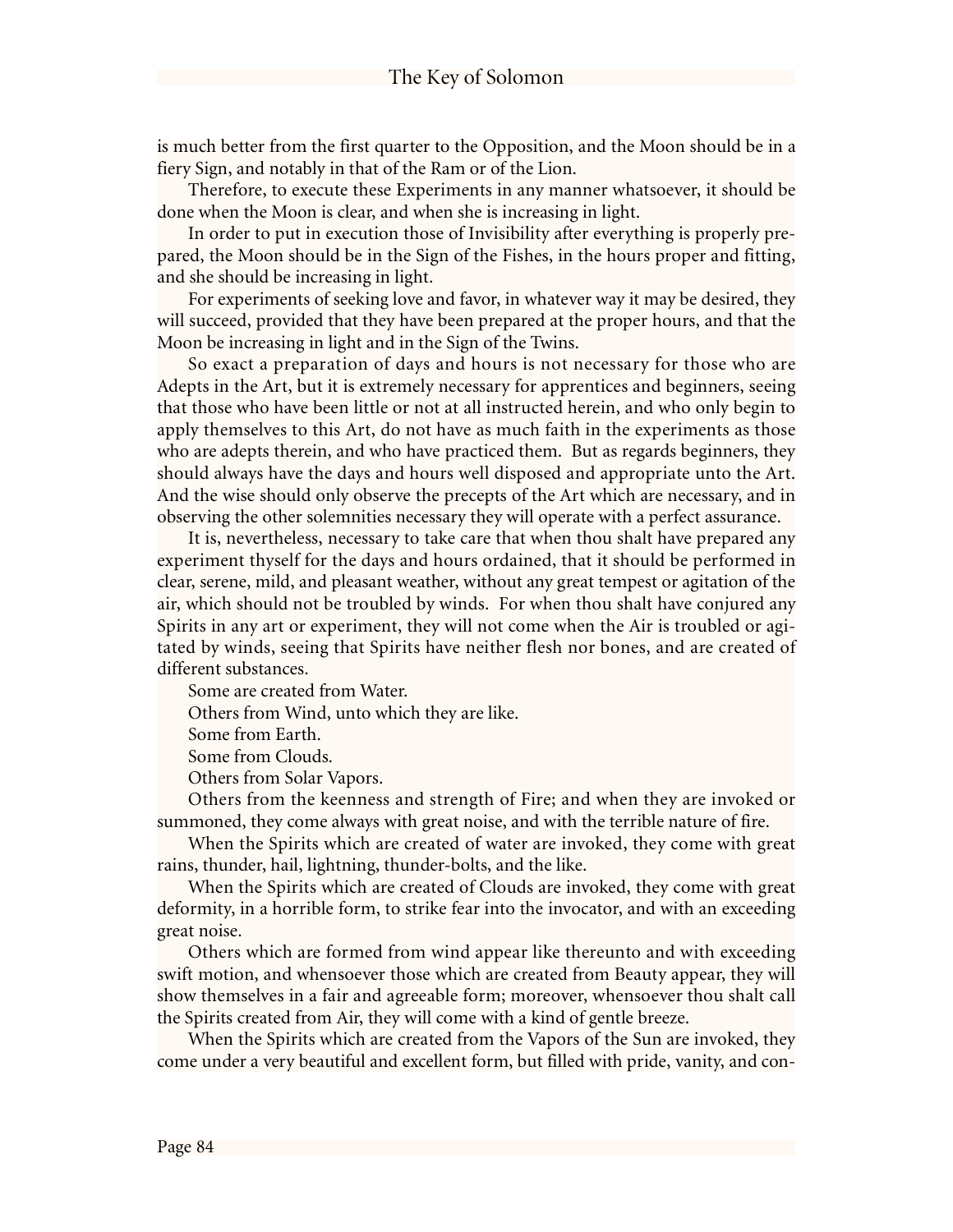is much better from the first quarter to the Opposition, and the Moon should be in a fiery Sign, and notably in that of the Ram or of the Lion.

Therefore, to execute these Experiments in any manner whatsoever, it should be done when the Moon is clear, and when she is increasing in light.

In order to put in execution those of Invisibility after everything is properly prepared, the Moon should be in the Sign of the Fishes, in the hours proper and fitting, and she should be increasing in light.

For experiments of seeking love and favor, in whatever way it may be desired, they will succeed, provided that they have been prepared at the proper hours, and that the Moon be increasing in light and in the Sign of the Twins.

So exact a preparation of days and hours is not necessary for those who are Adepts in the Art, but it is extremely necessary for apprentices and beginners, seeing that those who have been little or not at all instructed herein, and who only begin to apply themselves to this Art, do not have as much faith in the experiments as those who are adepts therein, and who have practiced them. But as regards beginners, they should always have the days and hours well disposed and appropriate unto the Art. And the wise should only observe the precepts of the Art which are necessary, and in observing the other solemnities necessary they will operate with a perfect assurance.

It is, nevertheless, necessary to take care that when thou shalt have prepared any experiment thyself for the days and hours ordained, that it should be performed in clear, serene, mild, and pleasant weather, without any great tempest or agitation of the air, which should not be troubled by winds. For when thou shalt have conjured any Spirits in any art or experiment, they will not come when the Air is troubled or agitated by winds, seeing that Spirits have neither flesh nor bones, and are created of different substances.

Some are created from Water.

Others from Wind, unto which they are like.

Some from Earth.

Some from Clouds.

Others from Solar Vapors.

Others from the keenness and strength of Fire; and when they are invoked or summoned, they come always with great noise, and with the terrible nature of fire.

When the Spirits which are created of water are invoked, they come with great rains, thunder, hail, lightning, thunder-bolts, and the like.

When the Spirits which are created of Clouds are invoked, they come with great deformity, in a horrible form, to strike fear into the invocator, and with an exceeding great noise.

Others which are formed from wind appear like thereunto and with exceeding swift motion, and whensoever those which are created from Beauty appear, they will show themselves in a fair and agreeable form; moreover, whensoever thou shalt call the Spirits created from Air, they will come with a kind of gentle breeze.

When the Spirits which are created from the Vapors of the Sun are invoked, they come under a very beautiful and excellent form, but filled with pride, vanity, and con-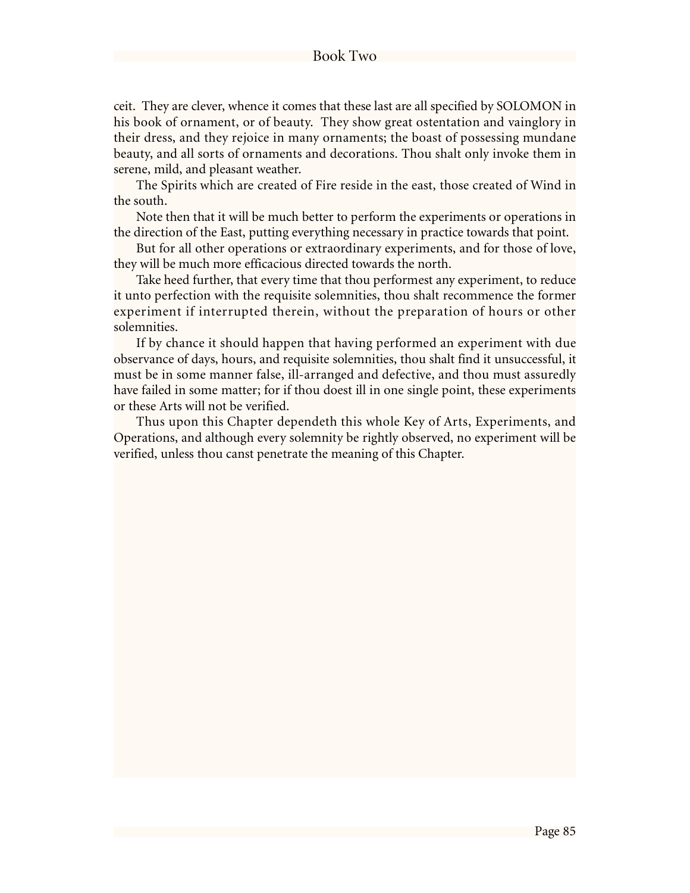ceit. They are clever, whence it comes that these last are all specified by SOLOMON in his book of ornament, or of beauty. They show great ostentation and vainglory in their dress, and they rejoice in many ornaments; the boast of possessing mundane beauty, and all sorts of ornaments and decorations. Thou shalt only invoke them in serene, mild, and pleasant weather.

The Spirits which are created of Fire reside in the east, those created of Wind in the south.

Note then that it will be much better to perform the experiments or operations in the direction of the East, putting everything necessary in practice towards that point.

But for all other operations or extraordinary experiments, and for those of love, they will be much more efficacious directed towards the north.

Take heed further, that every time that thou performest any experiment, to reduce it unto perfection with the requisite solemnities, thou shalt recommence the former experiment if interrupted therein, without the preparation of hours or other solemnities.

If by chance it should happen that having performed an experiment with due observance of days, hours, and requisite solemnities, thou shalt find it unsuccessful, it must be in some manner false, ill-arranged and defective, and thou must assuredly have failed in some matter; for if thou doest ill in one single point, these experiments or these Arts will not be verified.

Thus upon this Chapter dependeth this whole Key of Arts, Experiments, and Operations, and although every solemnity be rightly observed, no experiment will be verified, unless thou canst penetrate the meaning of this Chapter.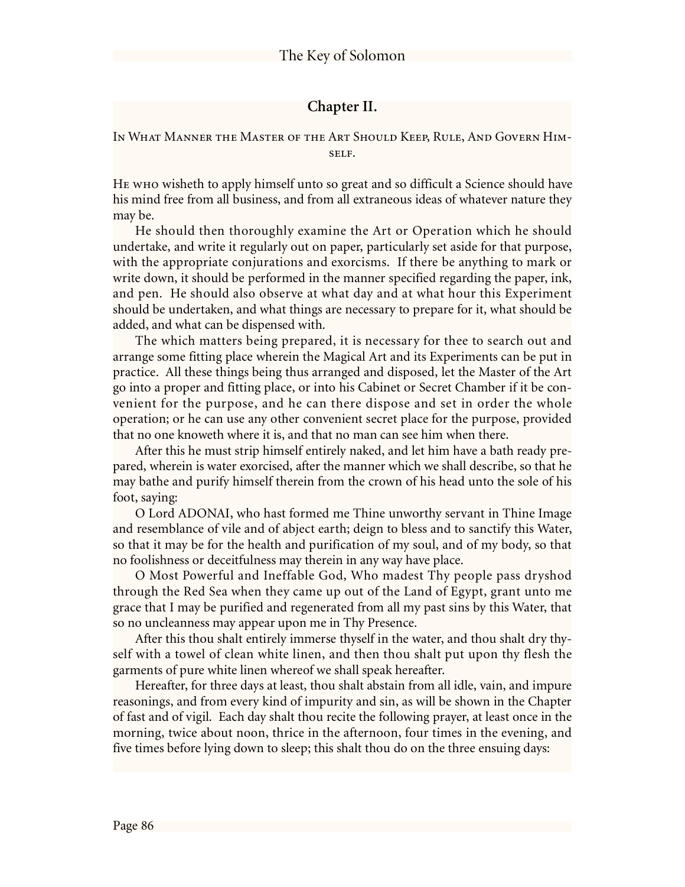## Chapter II.

In What Manner the Master of the Art Should Keep, Rule, And Govern Himself.

He who wisheth to apply himself unto so great and so difficult a Science should have his mind free from all business, and from all extraneous ideas of whatever nature they may be.

He should then thoroughly examine the Art or Operation which he should undertake, and write it regularly out on paper, particularly set aside for that purpose, with the appropriate conjurations and exorcisms. If there be anything to mark or write down, it should be performed in the manner specified regarding the paper, ink, and pen. He should also observe at what day and at what hour this Experiment should be undertaken, and what things are necessary to prepare for it, what should be added, and what can be dispensed with.

The which matters being prepared, it is necessary for thee to search out and arrange some fitting place wherein the Magical Art and its Experiments can be put in practice. All these things being thus arranged and disposed, let the Master of the Art go into a proper and fitting place, or into his Cabinet or Secret Chamber if it be convenient for the purpose, and he can there dispose and set in order the whole operation; or he can use any other convenient secret place for the purpose, provided that no one knoweth where it is, and that no man can see him when there.

After this he must strip himself entirely naked, and let him have a bath ready prepared, wherein is water exorcised, after the manner which we shall describe, so that he may bathe and purify himself therein from the crown of his head unto the sole of his foot, saying:

O Lord ADONAI, who hast formed me Thine unworthy servant in Thine Image and resemblance of vile and of abject earth; deign to bless and to sanctify this Water, so that it may be for the health and purification of my soul, and of my body, so that no foolishness or deceitfulness may therein in any way have place.

O Most Powerful and Ineffable God, Who madest Thy people pass dryshod through the Red Sea when they came up out of the Land of Egypt, grant unto me grace that I may be purified and regenerated from all my past sins by this Water, that so no uncleanness may appear upon me in Thy Presence.

After this thou shalt entirely immerse thyself in the water, and thou shalt dry thyself with a towel of clean white linen, and then thou shalt put upon thy flesh the garments of pure white linen whereof we shall speak hereafter.

Hereafter, for three days at least, thou shalt abstain from all idle, vain, and impure reasonings, and from every kind of impurity and sin, as will be shown in the Chapter of fast and of vigil. Each day shalt thou recite the following prayer, at least once in the morning, twice about noon, thrice in the afternoon, four times in the evening, and five times before lying down to sleep; this shalt thou do on the three ensuing days: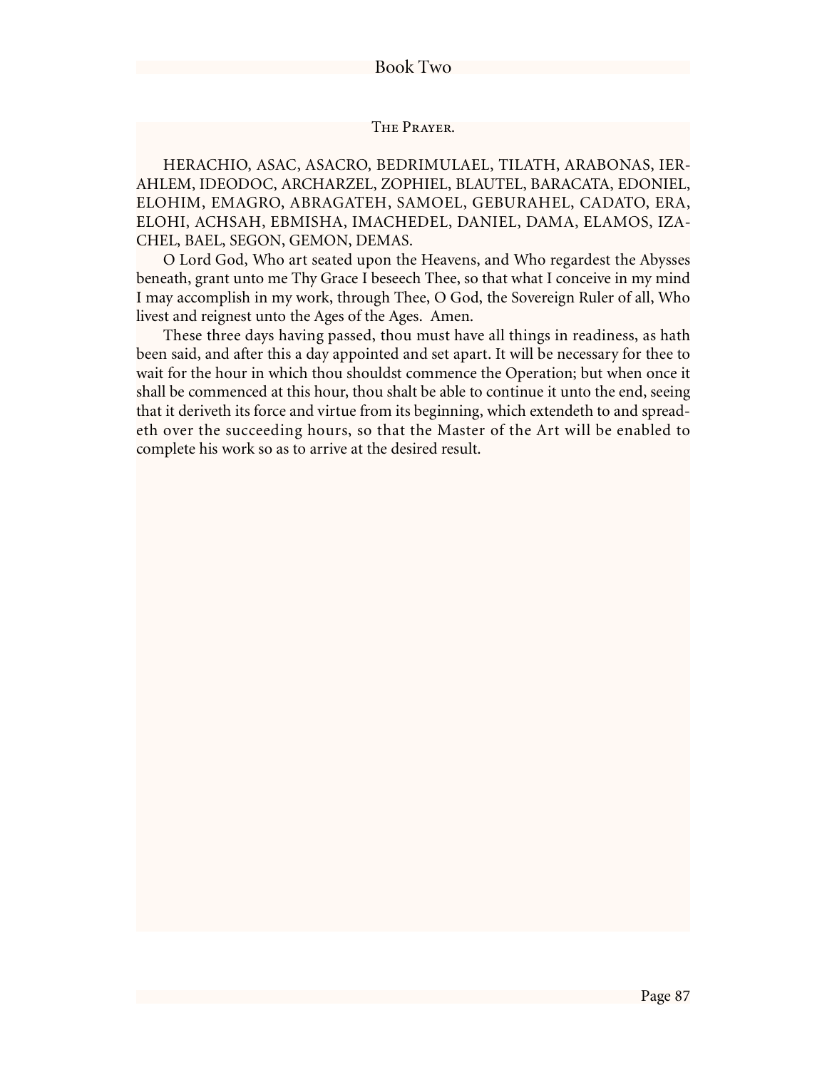### The Prayer.

HERACHIO, ASAC, ASACRO, BEDRIMULAEL, TILATH, ARABONAS, IERAHLEM, IDEODOC, ARCHARZEL, ZOPHIEL, BLAUTEL, BARACATA, EDONIEL, ELOHIM, EMAGRO, ABRAGATEH, SAMOEL, GEBURAHEL, CADATO, ERA, ELOHI, ACHSAH, EBMISHA, IMACHEDEL, DANIEL, DAMA, ELAMOS, IZACHEL, BAEL, SEGON, GEMON, DEMAS.

O Lord God, Who art seated upon the Heavens, and Who regardest the Abysses beneath, grant unto me Thy Grace I beseech Thee, so that what I conceive in my mind I may accomplish in my work, through Thee, O God, the Sovereign Ruler of all, Who livest and reignest unto the Ages of the Ages. Amen.

These three days having passed, thou must have all things in readiness, as hath been said, and after this a day appointed and set apart. It will be necessary for thee to wait for the hour in which thou shouldst commence the Operation; but when once it shall be commenced at this hour, thou shalt be able to continue it unto the end, seeing that it deriveth its force and virtue from its beginning, which extendeth to and spreadeth over the succeeding hours, so that the Master of the Art will be enabled to complete his work so as to arrive at the desired result.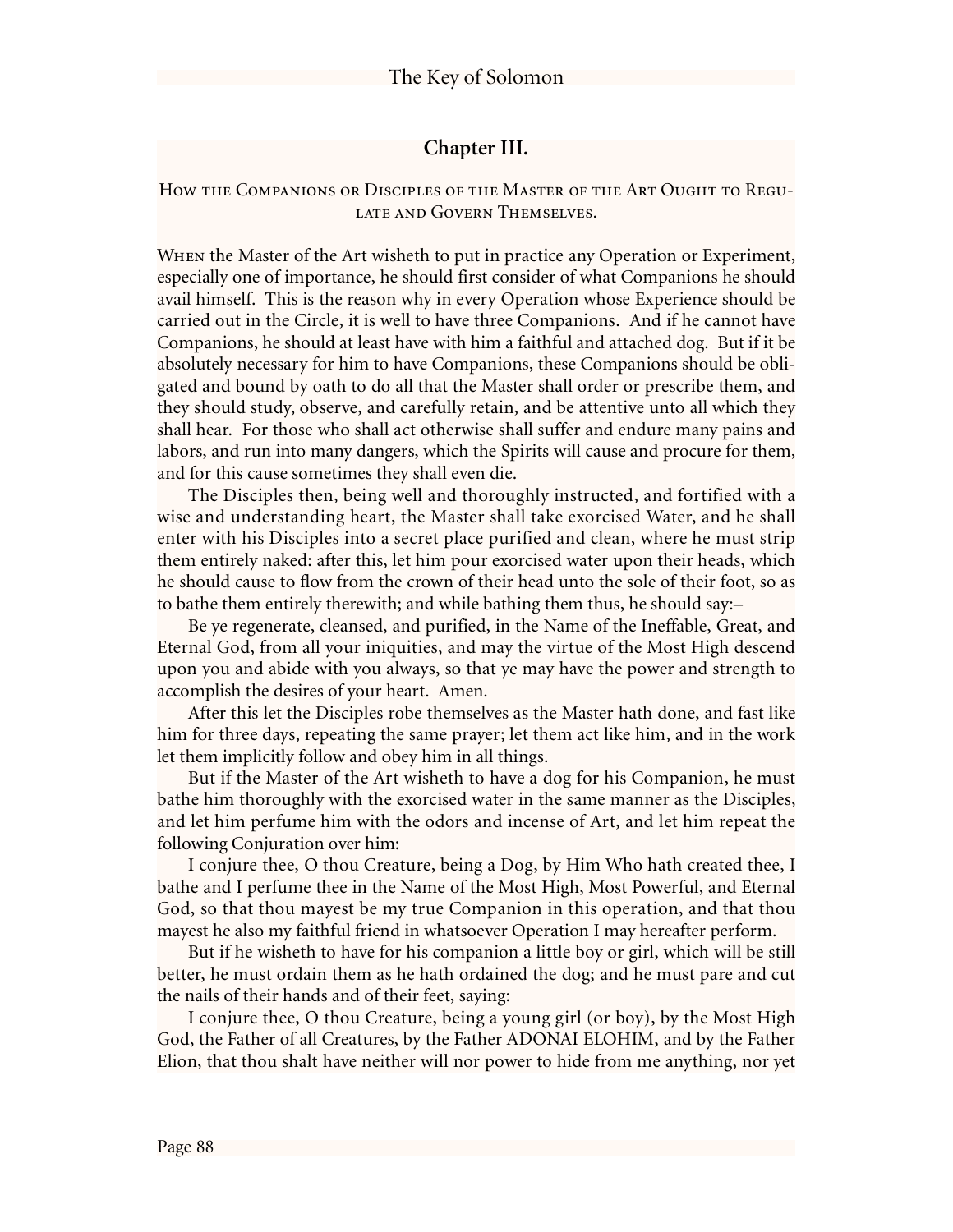## Chapter III.

How the Companions or Disciples of the Master of the Art Ought to Regulate and Govern Themselves.

When the Master of the Art wisheth to put in practice any Operation or Experiment, especially one of importance, he should first consider of what Companions he should avail himself. This is the reason why in every Operation whose Experience should be carried out in the Circle, it is well to have three Companions. And if he cannot have Companions, he should at least have with him a faithful and attached dog. But if it be absolutely necessary for him to have Companions, these Companions should be obligated and bound by oath to do all that the Master shall order or prescribe them, and they should study, observe, and carefully retain, and be attentive unto all which they shall hear. For those who shall act otherwise shall suffer and endure many pains and labors, and run into many dangers, which the Spirits will cause and procure for them, and for this cause sometimes they shall even die.

The Disciples then, being well and thoroughly instructed, and fortified with a wise and understanding heart, the Master shall take exorcised Water, and he shall enter with his Disciples into a secret place purified and clean, where he must strip them entirely naked: after this, let him pour exorcised water upon their heads, which he should cause to flow from the crown of their head unto the sole of their foot, so as to bathe them entirely therewith; and while bathing them thus, he should say:–

Be ye regenerate, cleansed, and purified, in the Name of the Ineffable, Great, and Eternal God, from all your iniquities, and may the virtue of the Most High descend upon you and abide with you always, so that ye may have the power and strength to accomplish the desires of your heart. Amen.

After this let the Disciples robe themselves as the Master hath done, and fast like him for three days, repeating the same prayer; let them act like him, and in the work let them implicitly follow and obey him in all things.

But if the Master of the Art wisheth to have a dog for his Companion, he must bathe him thoroughly with the exorcised water in the same manner as the Disciples, and let him perfume him with the odors and incense of Art, and let him repeat the following Conjuration over him:

I conjure thee, O thou Creature, being a Dog, by Him Who hath created thee, I bathe and I perfume thee in the Name of the Most High, Most Powerful, and Eternal God, so that thou mayest be my true Companion in this operation, and that thou mayest he also my faithful friend in whatsoever Operation I may hereafter perform.

But if he wisheth to have for his companion a little boy or girl, which will be still better, he must ordain them as he hath ordained the dog; and he must pare and cut the nails of their hands and of their feet, saying:

I conjure thee, O thou Creature, being a young girl (or boy), by the Most High God, the Father of all Creatures, by the Father ADONAI ELOHIM, and by the Father Elion, that thou shalt have neither will nor power to hide from me anything, nor yet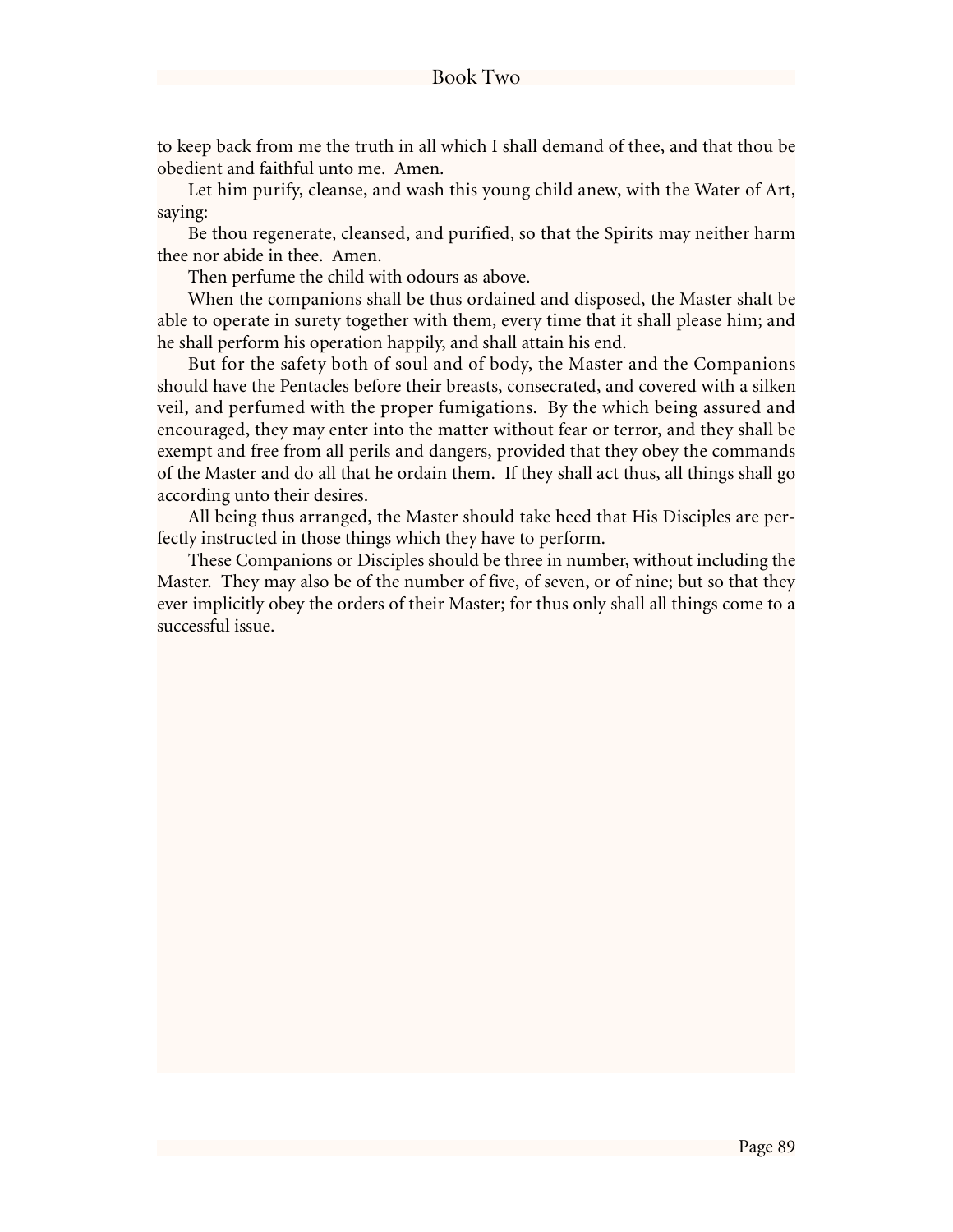to keep back from me the truth in all which I shall demand of thee, and that thou be obedient and faithful unto me. Amen.

Let him purify, cleanse, and wash this young child anew, with the Water of Art, saying:

Be thou regenerate, cleansed, and purified, so that the Spirits may neither harm thee nor abide in thee. Amen.

Then perfume the child with odours as above.

When the companions shall be thus ordained and disposed, the Master shalt be able to operate in surety together with them, every time that it shall please him; and he shall perform his operation happily, and shall attain his end.

But for the safety both of soul and of body, the Master and the Companions should have the Pentacles before their breasts, consecrated, and covered with a silken veil, and perfumed with the proper fumigations. By the which being assured and encouraged, they may enter into the matter without fear or terror, and they shall be exempt and free from all perils and dangers, provided that they obey the commands of the Master and do all that he ordain them. If they shall act thus, all things shall go according unto their desires.

All being thus arranged, the Master should take heed that His Disciples are perfectly instructed in those things which they have to perform.

These Companions or Disciples should be three in number, without including the Master. They may also be of the number of five, of seven, or of nine; but so that they ever implicitly obey the orders of their Master; for thus only shall all things come to a successful issue.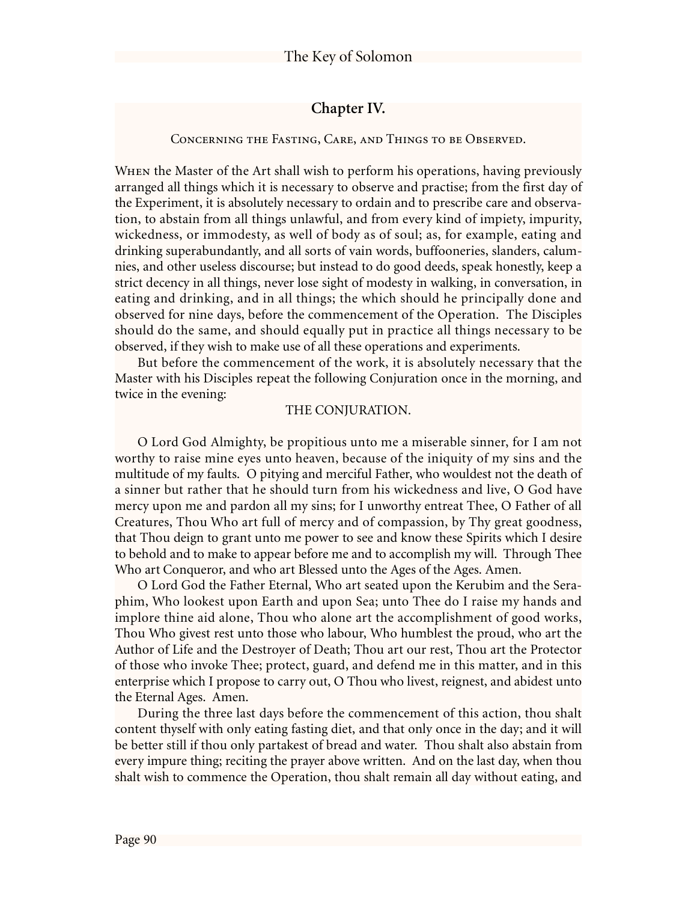## Chapter IV.

Concerning the Fasting, Care, and Things to be Observed.

When the Master of the Art shall wish to perform his operations, having previously arranged all things which it is necessary to observe and practise; from the first day of the Experiment, it is absolutely necessary to ordain and to prescribe care and observation, to abstain from all things unlawful, and from every kind of impiety, impurity, wickedness, or immodesty, as well of body as of soul; as, for example, eating and drinking superabundantly, and all sorts of vain words, buffooneries, slanders, calumnies, and other useless discourse; but instead to do good deeds, speak honestly, keep a strict decency in all things, never lose sight of modesty in walking, in conversation, in eating and drinking, and in all things; the which should he principally done and observed for nine days, before the commencement of the Operation. The Disciples should do the same, and should equally put in practice all things necessary to be observed, if they wish to make use of all these operations and experiments.

But before the commencement of the work, it is absolutely necessary that the Master with his Disciples repeat the following Conjuration once in the morning, and twice in the evening:

THE CONJURATION.

O Lord God Almighty, be propitious unto me a miserable sinner, for I am not worthy to raise mine eyes unto heaven, because of the iniquity of my sins and the multitude of my faults. O pitying and merciful Father, who wouldest not the death of a sinner but rather that he should turn from his wickedness and live, O God have mercy upon me and pardon all my sins; for I unworthy entreat Thee, O Father of all Creatures, Thou Who art full of mercy and of compassion, by Thy great goodness, that Thou deign to grant unto me power to see and know these Spirits which I desire to behold and to make to appear before me and to accomplish my will. Through Thee Who art Conqueror, and who art Blessed unto the Ages of the Ages. Amen.

O Lord God the Father Eternal, Who art seated upon the Kerubim and the Seraphim, Who lookest upon Earth and upon Sea; unto Thee do I raise my hands and implore thine aid alone, Thou who alone art the accomplishment of good works, Thou Who givest rest unto those who labour, Who humblest the proud, who art the Author of Life and the Destroyer of Death; Thou art our rest, Thou art the Protector of those who invoke Thee; protect, guard, and defend me in this matter, and in this enterprise which I propose to carry out, O Thou who livest, reignest, and abidest unto the Eternal Ages. Amen.

During the three last days before the commencement of this action, thou shalt content thyself with only eating fasting diet, and that only once in the day; and it will be better still if thou only partakest of bread and water. Thou shalt also abstain from every impure thing; reciting the prayer above written. And on the last day, when thou shalt wish to commence the Operation, thou shalt remain all day without eating, and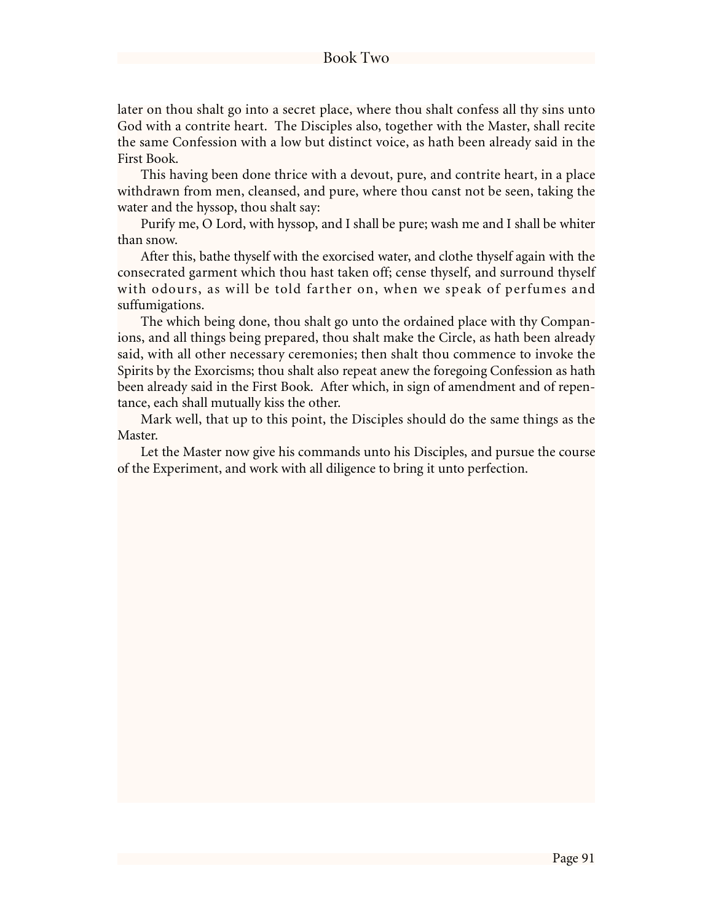later on thou shalt go into a secret place, where thou shalt confess all thy sins unto God with a contrite heart. The Disciples also, together with the Master, shall recite the same Confession with a low but distinct voice, as hath been already said in the First Book.

This having been done thrice with a devout, pure, and contrite heart, in a place withdrawn from men, cleansed, and pure, where thou canst not be seen, taking the water and the hyssop, thou shalt say:

Purify me, O Lord, with hyssop, and I shall be pure; wash me and I shall be whiter than snow.

After this, bathe thyself with the exorcised water, and clothe thyself again with the consecrated garment which thou hast taken off; cense thyself, and surround thyself with odours, as will be told farther on, when we speak of perfumes and suffumigations.

The which being done, thou shalt go unto the ordained place with thy Companions, and all things being prepared, thou shalt make the Circle, as hath been already said, with all other necessary ceremonies; then shalt thou commence to invoke the Spirits by the Exorcisms; thou shalt also repeat anew the foregoing Confession as hath been already said in the First Book. After which, in sign of amendment and of repentance, each shall mutually kiss the other.

Mark well, that up to this point, the Disciples should do the same things as the Master.

Let the Master now give his commands unto his Disciples, and pursue the course of the Experiment, and work with all diligence to bring it unto perfection.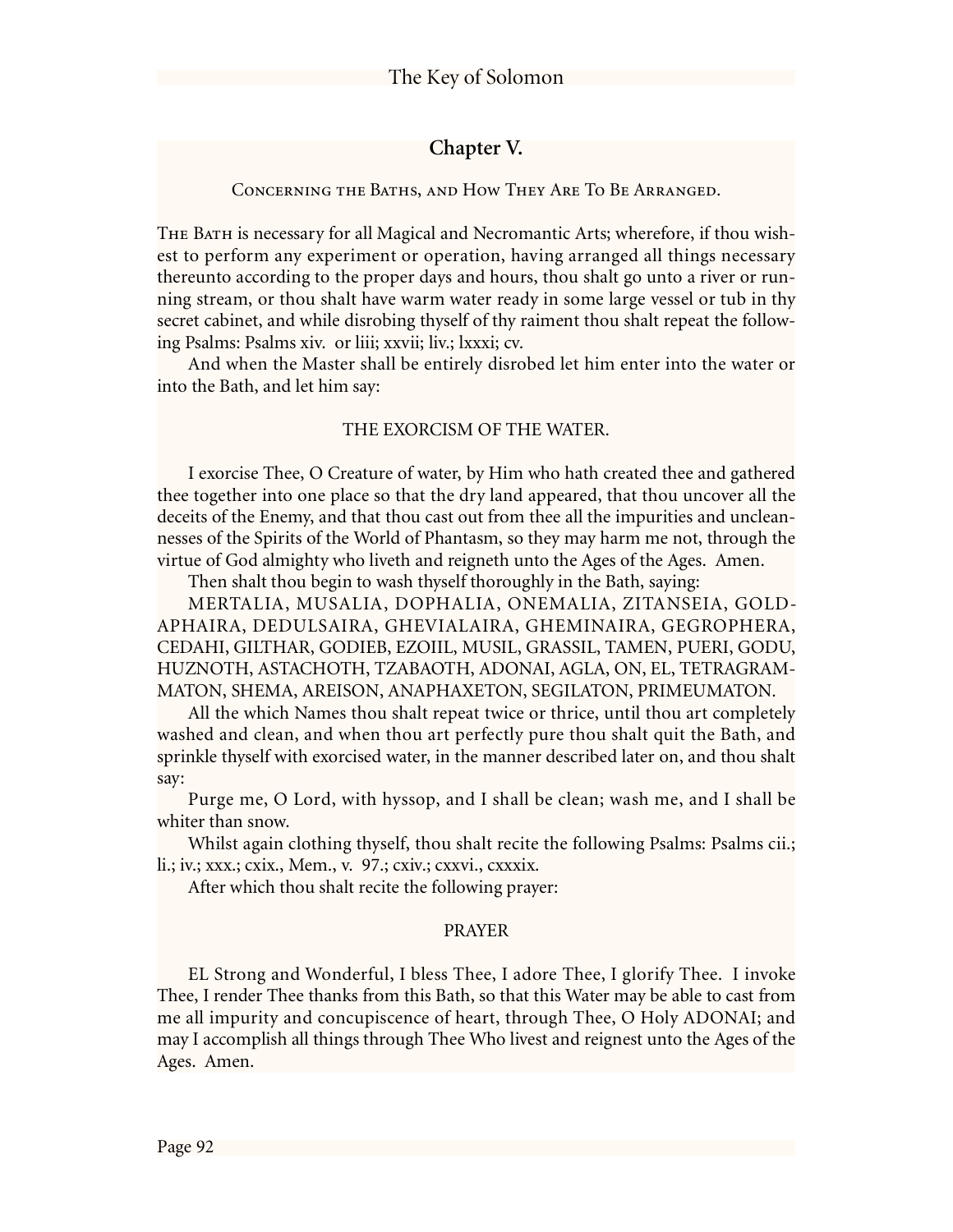## Chapter V.

Concerning the Baths, and How They Are To Be Arranged.

The Bath is necessary for all Magical and Necromantic Arts; wherefore, if thou wishest to perform any experiment or operation, having arranged all things necessary thereunto according to the proper days and hours, thou shalt go unto a river or running stream, or thou shalt have warm water ready in some large vessel or tub in thy secret cabinet, and while disrobing thyself of thy raiment thou shalt repeat the following Psalms: Psalms xiv. or liii; xxvii; liv.; lxxxi; cv.

And when the Master shall be entirely disrobed let him enter into the water or into the Bath, and let him say:

### THE EXORCISM OF THE WATER.

I exorcise Thee, O Creature of water, by Him who hath created thee and gathered thee together into one place so that the dry land appeared, that thou uncover all the deceits of the Enemy, and that thou cast out from thee all the impurities and uncleannesses of the Spirits of the World of Phantasm, so they may harm me not, through the virtue of God almighty who liveth and reigneth unto the Ages of the Ages. Amen.

Then shalt thou begin to wash thyself thoroughly in the Bath, saying:

MERTALIA, MUSALIA, DOPHALIA, ONEMALIA, ZITANSEIA, GOLDAPHAIRA, DEDULSAIRA, GHEVIALAIRA, GHEMINAIRA, GEGROPHERA, CEDAHI, GILTHAR, GODIEB, EZOIIL, MUSIL, GRASSIL, TAMEN, PUERI, GODU, HUZNOTH, ASTACHOTH, TZABAOTH, ADONAI, AGLA, ON, EL, TETRAGRAMMATON, SHEMA, AREISON, ANAPHAXETON, SEGILATON, PRIMEUMATON.

All the which Names thou shalt repeat twice or thrice, until thou art completely washed and clean, and when thou art perfectly pure thou shalt quit the Bath, and sprinkle thyself with exorcised water, in the manner described later on, and thou shalt say:

Purge me, O Lord, with hyssop, and I shall be clean; wash me, and I shall be whiter than snow.

Whilst again clothing thyself, thou shalt recite the following Psalms: Psalms cii.; li.; iv.; xxx.; cxix., Mem., v. 97.; cxiv.; cxxvi., cxxxix.

After which thou shalt recite the following prayer:

### PRAYER

EL Strong and Wonderful, I bless Thee, I adore Thee, I glorify Thee. I invoke Thee, I render Thee thanks from this Bath, so that this Water may be able to cast from me all impurity and concupiscence of heart, through Thee, O Holy ADONAI; and may I accomplish all things through Thee Who livest and reignest unto the Ages of the Ages. Amen.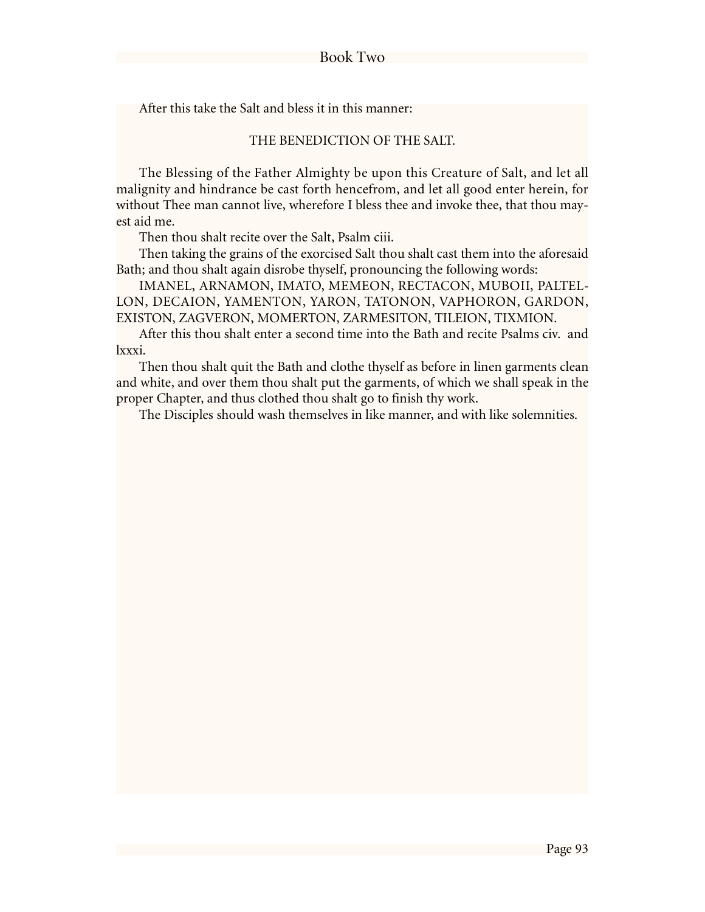After this take the Salt and bless it in this manner:

### THE BENEDICTION OF THE SALT.

The Blessing of the Father Almighty be upon this Creature of Salt, and let all malignity and hindrance be cast forth hencefrom, and let all good enter herein, for without Thee man cannot live, wherefore I bless thee and invoke thee, that thou mayest aid me.

Then thou shalt recite over the Salt, Psalm ciii.

Then taking the grains of the exorcised Salt thou shalt cast them into the aforesaid Bath; and thou shalt again disrobe thyself, pronouncing the following words:

IMANEL, ARNAMON, IMATO, MEMEON, RECTACON, MUBOII, PALTELLON, DECAION, YAMENTON, YARON, TATONON, VAPHORON, GARDON, EXISTON, ZAGVERON, MOMERTON, ZARMESITON, TILEION, TIXMION.

After this thou shalt enter a second time into the Bath and recite Psalms civ. and lxxxi.

Then thou shalt quit the Bath and clothe thyself as before in linen garments clean and white, and over them thou shalt put the garments, of which we shall speak in the proper Chapter, and thus clothed thou shalt go to finish thy work.

The Disciples should wash themselves in like manner, and with like solemnities.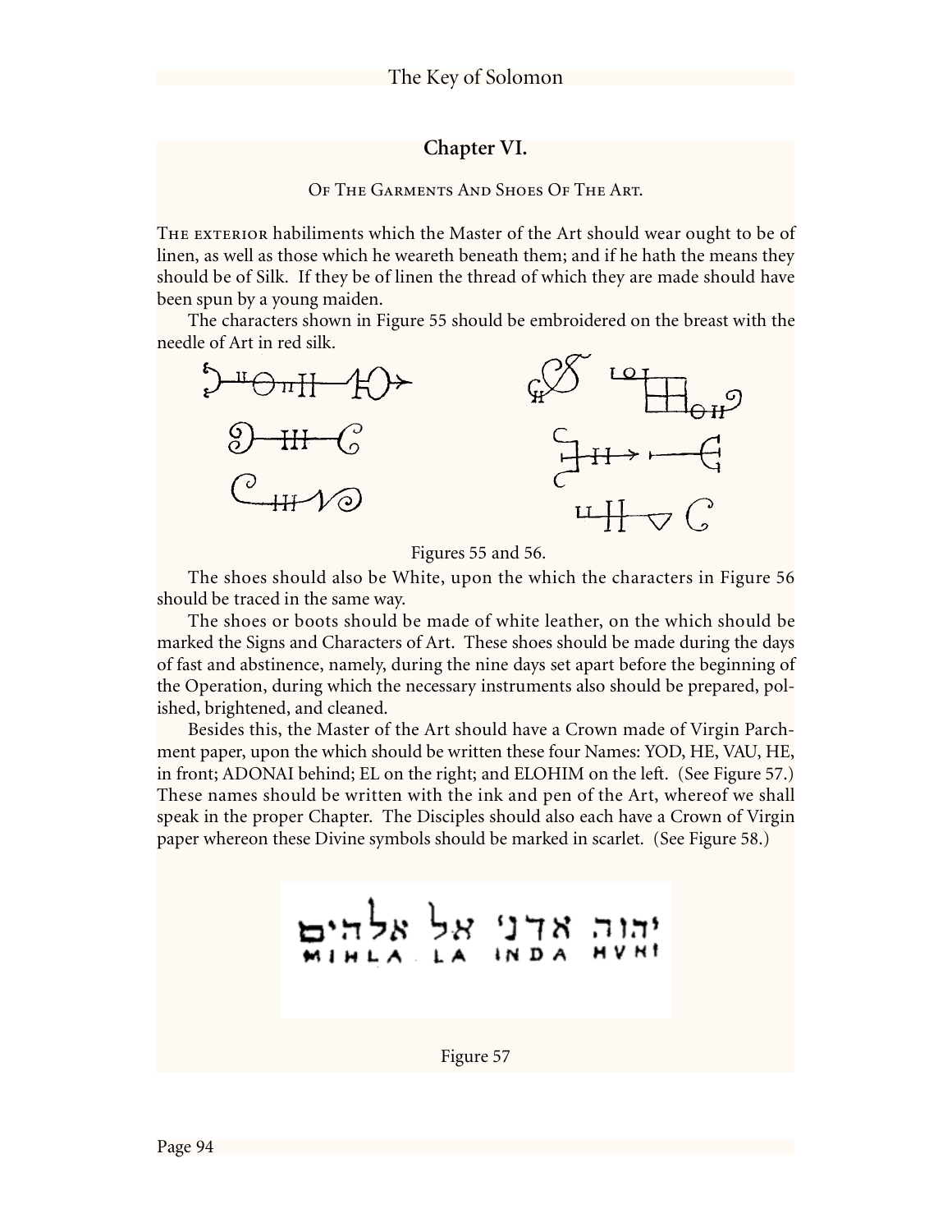## Chapter VI.

Of The Garments And Shoes Of The Art.

The exterior habiliments which the Master of the Art should wear ought to be of linen, as well as those which he weareth beneath them; and if he hath the means they should be of Silk. If they be of linen the thread of which they are made should have been spun by a young maiden.

The characters shown in Figure 55 should be embroidered on the breast with the needle of Art in red silk.

Figures 55 and 56.

The shoes should also be White, upon the which the characters in Figure 56 should be traced in the same way.

The shoes or boots should be made of white leather, on the which should be marked the Signs and Characters of Art. These shoes should be made during the days of fast and abstinence, namely, during the nine days set apart before the beginning of the Operation, during which the necessary instruments also should be prepared, polished, brightened, and cleaned.

Besides this, the Master of the Art should have a Crown made of Virgin Parchment paper, upon the which should be written these four Names: YOD, HE, VAU, HE, in front; ADONAI behind; EL on the right; and ELOHIM on the left. (See Figure 57.) These names should be written with the ink and pen of the Art, whereof we shall speak in the proper Chapter. The Disciples should also each have a Crown of Virgin paper whereon these Divine symbols should be marked in scarlet. (See Figure 58.)

יהוה אדני אל אלהים

MIHLA LA INDA HVHI

Figure 57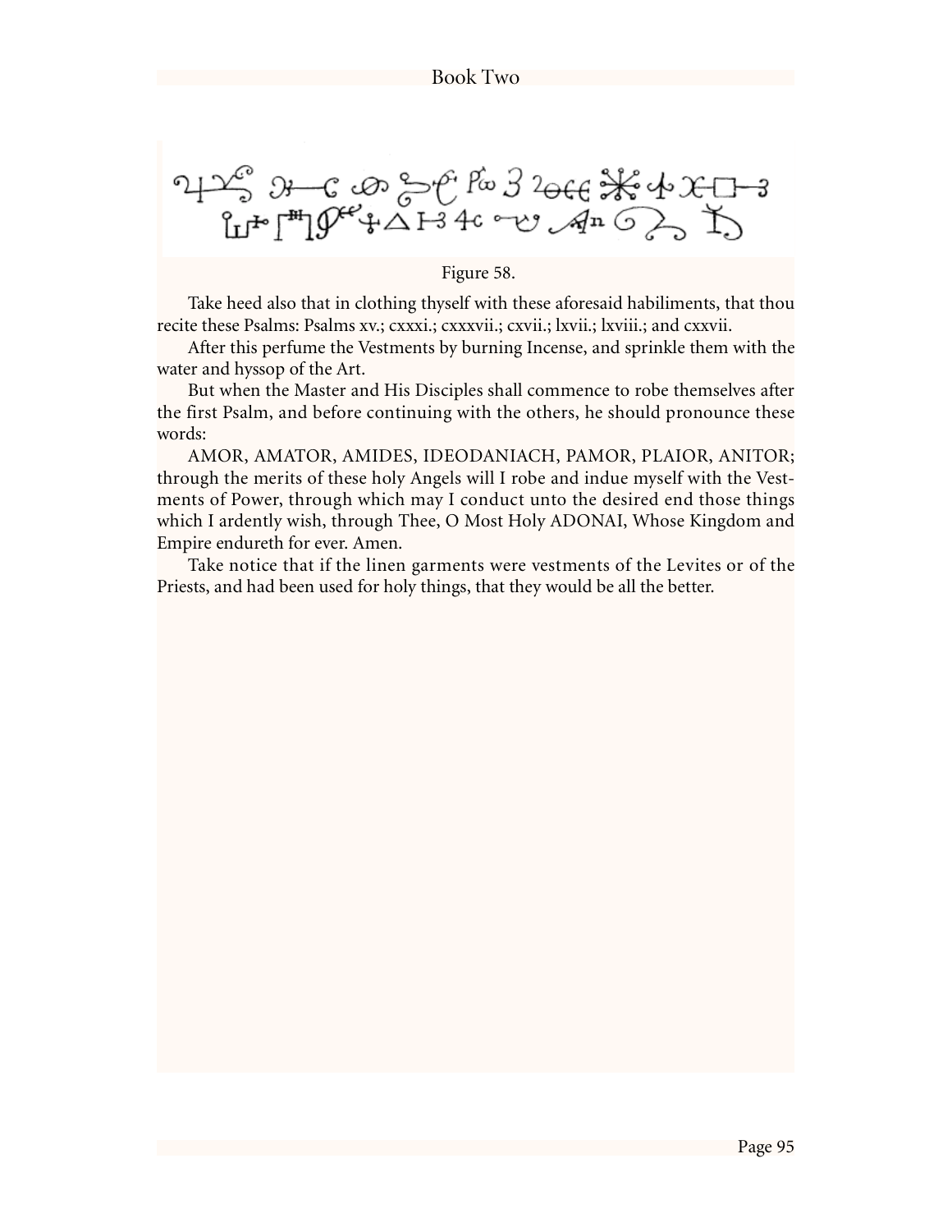Figure 58.

Take heed also that in clothing thyself with these aforesaid habiliments, that thou recite these Psalms: Psalms xv.; cxxxi.; cxxxvii.; cxvii.; lxvii.; lxviii.; and cxxvii.

After this perfume the Vestments by burning Incense, and sprinkle them with the water and hyssop of the Art.

But when the Master and His Disciples shall commence to robe themselves after the first Psalm, and before continuing with the others, he should pronounce these words:

AMOR, AMATOR, AMIDES, IDEODANIACH, PAMOR, PLAIOR, ANITOR; through the merits of these holy Angels will I robe and indue myself with the Vestments of Power, through which may I conduct unto the desired end those things which I ardently wish, through Thee, O Most Holy ADONAI, Whose Kingdom and Empire endureth for ever. Amen.

Take notice that if the linen garments were vestments of the Levites or of the Priests, and had been used for holy things, that they would be all the better.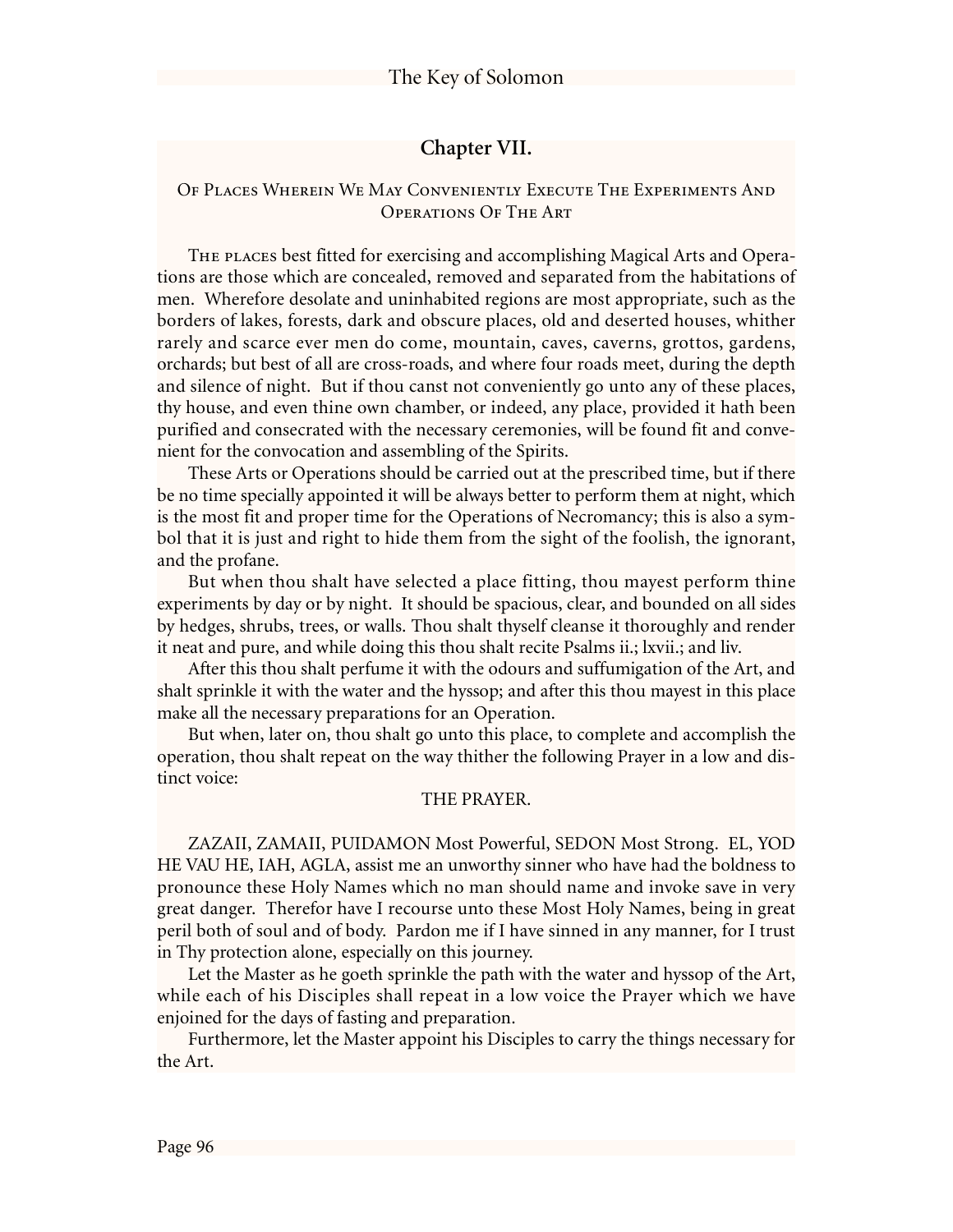## Chapter VII.

### Of Places Wherein We May Conveniently Execute The Experiments And Operations Of The Art

The places best fitted for exercising and accomplishing Magical Arts and Operations are those which are concealed, removed and separated from the habitations of men. Wherefore desolate and uninhabited regions are most appropriate, such as the borders of lakes, forests, dark and obscure places, old and deserted houses, whither rarely and scarce ever men do come, mountain, caves, caverns, grottos, gardens, orchards; but best of all are cross-roads, and where four roads meet, during the depth and silence of night. But if thou canst not conveniently go unto any of these places, thy house, and even thine own chamber, or indeed, any place, provided it hath been purified and consecrated with the necessary ceremonies, will be found fit and convenient for the convocation and assembling of the Spirits.

These Arts or Operations should be carried out at the prescribed time, but if there be no time specially appointed it will be always better to perform them at night, which is the most fit and proper time for the Operations of Necromancy; this is also a symbol that it is just and right to hide them from the sight of the foolish, the ignorant, and the profane.

But when thou shalt have selected a place fitting, thou mayest perform thine experiments by day or by night. It should be spacious, clear, and bounded on all sides by hedges, shrubs, trees, or walls. Thou shalt thyself cleanse it thoroughly and render it neat and pure, and while doing this thou shalt recite Psalms ii.; lxvii.; and liv.

After this thou shalt perfume it with the odours and suffumigation of the Art, and shalt sprinkle it with the water and the hyssop; and after this thou mayest in this place make all the necessary preparations for an Operation.

But when, later on, thou shalt go unto this place, to complete and accomplish the operation, thou shalt repeat on the way thither the following Prayer in a low and distinct voice:

THE PRAYER.

ZAZAII, ZAMAII, PUIDAMON Most Powerful, SEDON Most Strong. EL, YOD HE VAU HE, IAH, AGLA, assist me an unworthy sinner who have had the boldness to pronounce these Holy Names which no man should name and invoke save in very great danger. Therefor have I recourse unto these Most Holy Names, being in great peril both of soul and of body. Pardon me if I have sinned in any manner, for I trust in Thy protection alone, especially on this journey.

Let the Master as he goeth sprinkle the path with the water and hyssop of the Art, while each of his Disciples shall repeat in a low voice the Prayer which we have enjoined for the days of fasting and preparation.

Furthermore, let the Master appoint his Disciples to carry the things necessary for the Art.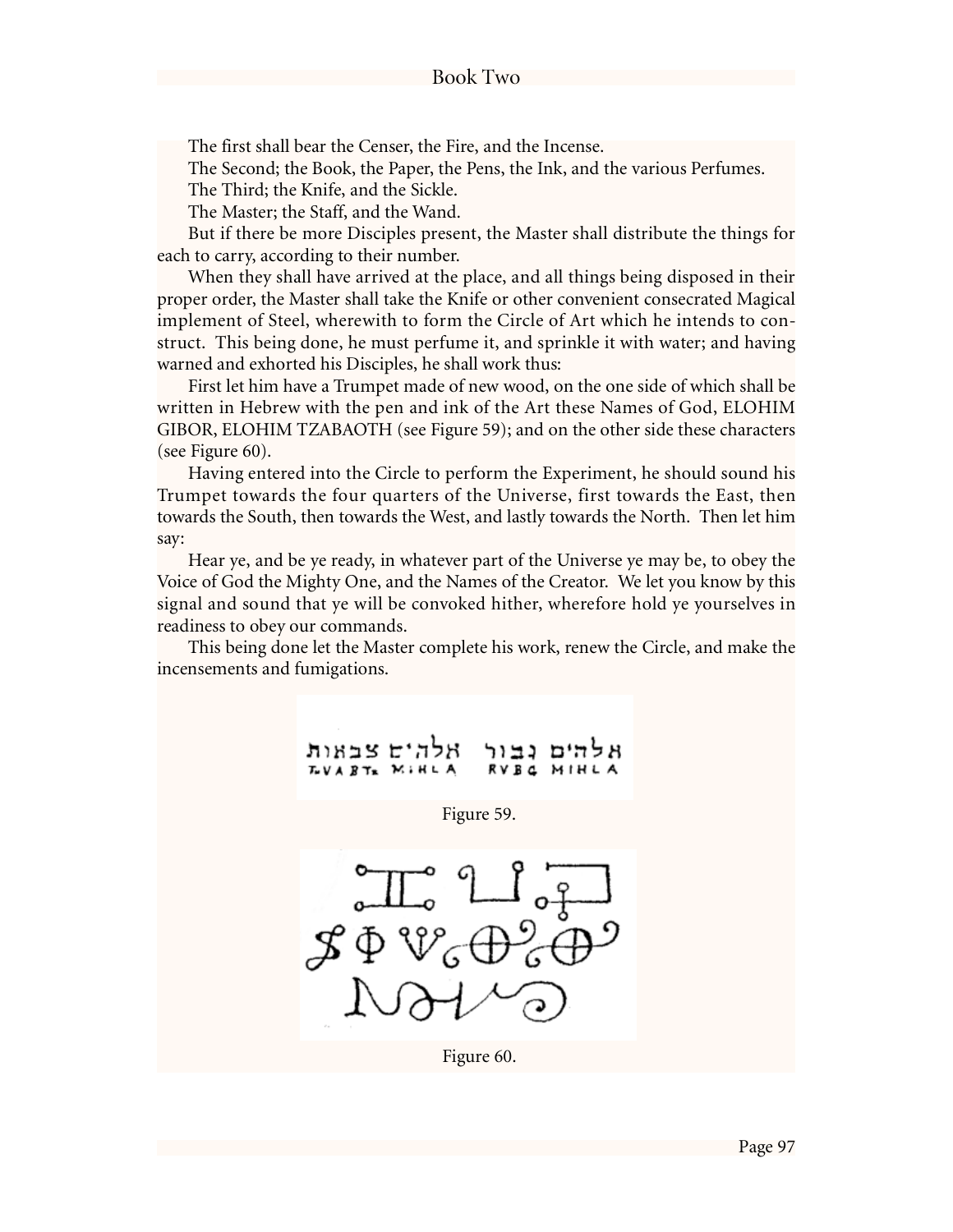The first shall bear the Censer, the Fire, and the Incense.

The Second; the Book, the Paper, the Pens, the Ink, and the various Perfumes.

The Third; the Knife, and the Sickle.

The Master; the Staff, and the Wand.

But if there be more Disciples present, the Master shall distribute the things for each to carry, according to their number.

When they shall have arrived at the place, and all things being disposed in their proper order, the Master shall take the Knife or other convenient consecrated Magical implement of Steel, wherewith to form the Circle of Art which he intends to construct. This being done, he must perfume it, and sprinkle it with water; and having warned and exhorted his Disciples, he shall work thus:

First let him have a Trumpet made of new wood, on the one side of which shall be written in Hebrew with the pen and ink of the Art these Names of God, ELOHIM GIBOR, ELOHIM TZABAOTH (see Figure 59); and on the other side these characters (see Figure 60).

Having entered into the Circle to perform the Experiment, he should sound his Trumpet towards the four quarters of the Universe, first towards the East, then towards the South, then towards the West, and lastly towards the North. Then let him say:

Hear ye, and be ye ready, in whatever part of the Universe ye may be, to obey the Voice of God the Mighty One, and the Names of the Creator. We let you know by this signal and sound that ye will be convoked hither, wherefore hold ye yourselves in readiness to obey our commands.

This being done let the Master complete his work, renew the Circle, and make the incensements and fumigations.

אלהים גבור אלהים צבאות

TzVABTz MIHLA RVBG MIHLA

Figure 59.

Figure 60.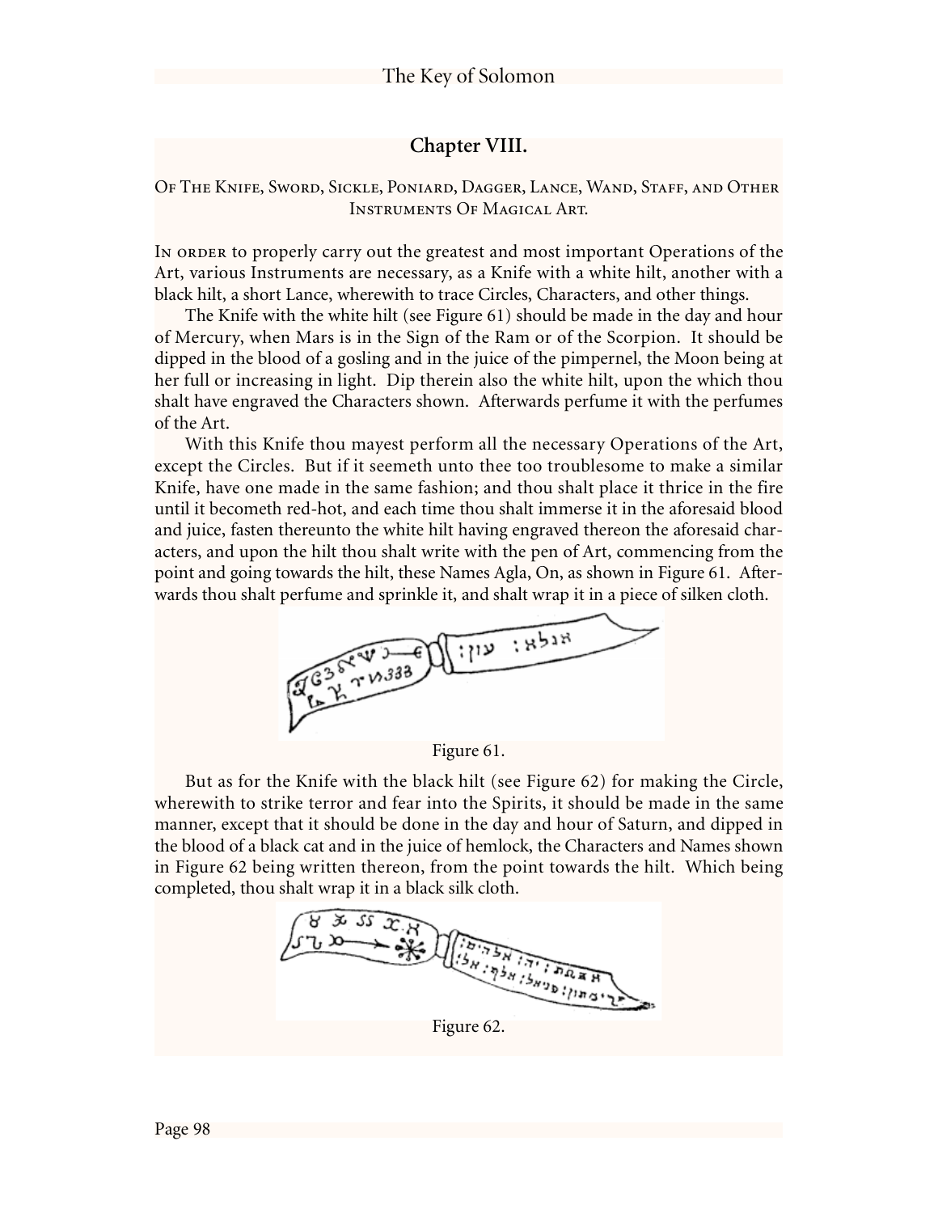## Chapter VIII.

Of The Knife, Sword, Sickle, Poniard, Dagger, Lance, Wand, Staff, and Other Instruments Of Magical Art.

In order to properly carry out the greatest and most important Operations of the Art, various Instruments are necessary, as a Knife with a white hilt, another with a black hilt, a short Lance, wherewith to trace Circles, Characters, and other things.

The Knife with the white hilt (see Figure 61) should be made in the day and hour of Mercury, when Mars is in the Sign of the Ram or of the Scorpion. It should be dipped in the blood of a gosling and in the juice of the pimpernel, the Moon being at her full or increasing in light. Dip therein also the white hilt, upon the which thou shalt have engraved the Characters shown. Afterwards perfume it with the perfumes of the Art.

With this Knife thou mayest perform all the necessary Operations of the Art, except the Circles. But if it seemeth unto thee too troublesome to make a similar Knife, have one made in the same fashion; and thou shalt place it thrice in the fire until it becometh red-hot, and each time thou shalt immerse it in the aforesaid blood and juice, fasten thereunto the white hilt having engraved thereon the aforesaid characters, and upon the hilt thou shalt write with the pen of Art, commencing from the point and going towards the hilt, these Names Agla, On, as shown in Figure 61. Afterwards thou shalt perfume and sprinkle it, and shalt wrap it in a piece of silken cloth.

Figure 61.

But as for the Knife with the black hilt (see Figure 62) for making the Circle, wherewith to strike terror and fear into the Spirits, it should be made in the same manner, except that it should be done in the day and hour of Saturn, and dipped in the blood of a black cat and in the juice of hemlock, the Characters and Names shown in Figure 62 being written thereon, from the point towards the hilt. Which being completed, thou shalt wrap it in a black silk cloth.

Figure 62.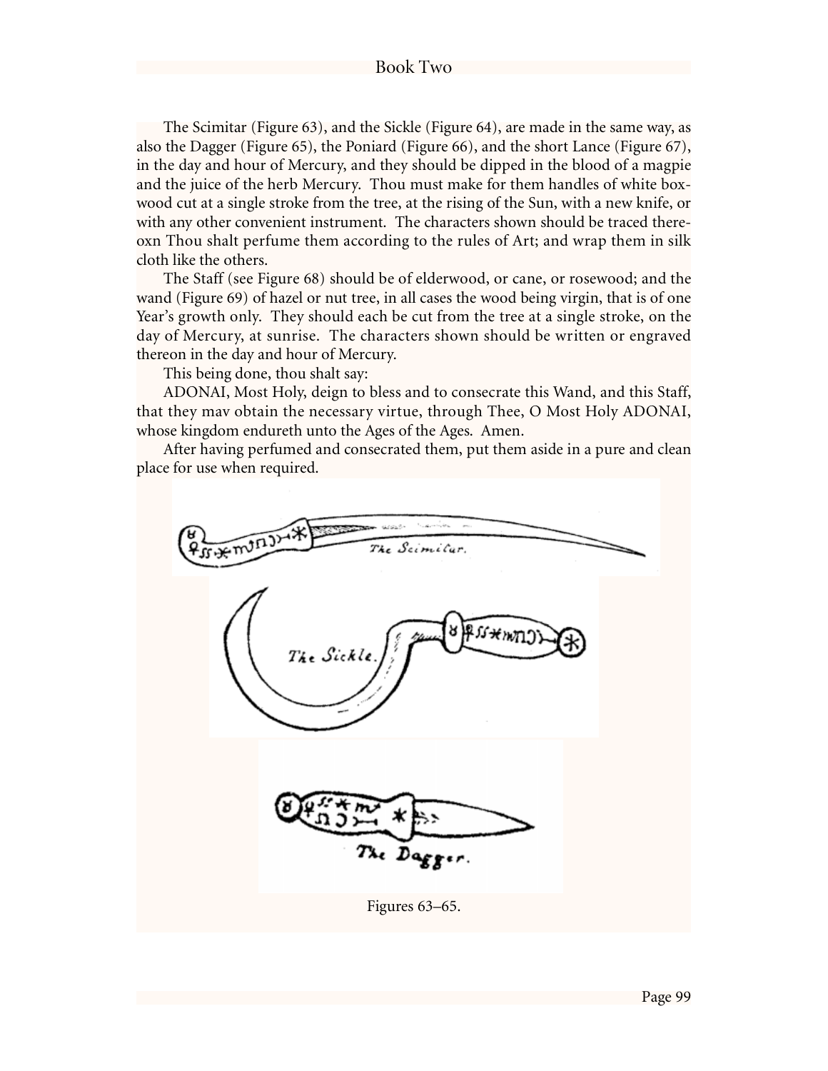The Scimitar (Figure 63), and the Sickle (Figure 64), are made in the same way, as also the Dagger (Figure 65), the Poniard (Figure 66), and the short Lance (Figure 67), in the day and hour of Mercury, and they should be dipped in the blood of a magpie and the juice of the herb Mercury. Thou must make for them handles of white box-wood cut at a single stroke from the tree, at the rising of the Sun, with a new knife, or with any other convenient instrument. The characters shown should be traced thereoxn Thou shalt perfume them according to the rules of Art; and wrap them in silk cloth like the others.

The Staff (see Figure 68) should be of elderwood, or cane, or rosewood; and the wand (Figure 69) of hazel or nut tree, in all cases the wood being virgin, that is of one Year's growth only. They should each be cut from the tree at a single stroke, on the day of Mercury, at sunrise. The characters shown should be written or engraved thereon in the day and hour of Mercury.

This being done, thou shalt say:

ADONAI, Most Holy, deign to bless and to consecrate this Wand, and this Staff, that they mav obtain the necessary virtue, through Thee, O Most Holy ADONAI, whose kingdom endureth unto the Ages of the Ages. Amen.

After having perfumed and consecrated them, put them aside in a pure and clean place for use when required.

Figures 63–65.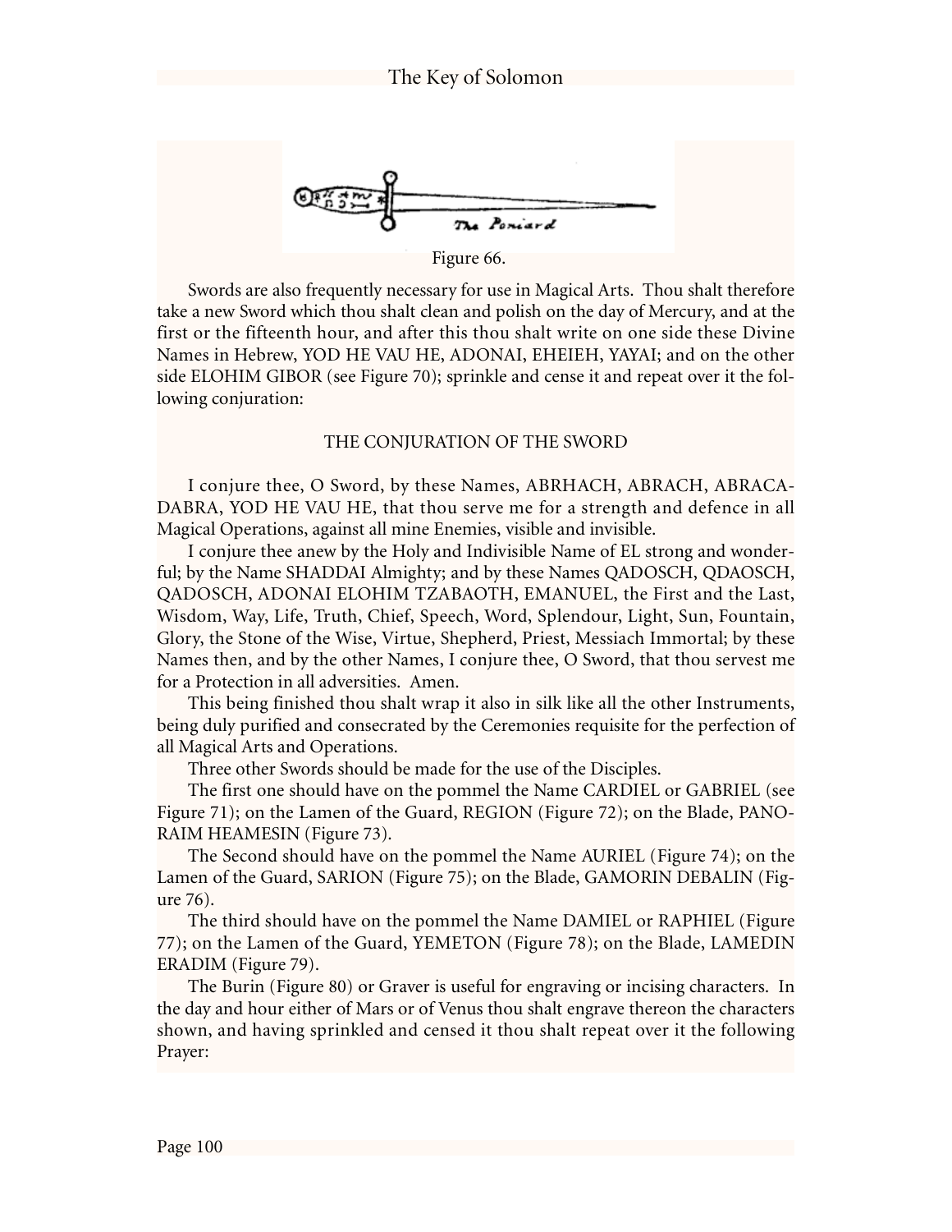Figure 66.

Swords are also frequently necessary for use in Magical Arts. Thou shalt therefore take a new Sword which thou shalt clean and polish on the day of Mercury, and at the first or the fifteenth hour, and after this thou shalt write on one side these Divine Names in Hebrew, YOD HE VAU HE, ADONAI, EHEIEH, YAYAI; and on the other side ELOHIM GIBOR (see Figure 70); sprinkle and cense it and repeat over it the following conjuration:

## THE CONJURATION OF THE SWORD

I conjure thee, O Sword, by these Names, ABRHACH, ABRACH, ABRACADABRA, YOD HE VAU HE, that thou serve me for a strength and defence in all Magical Operations, against all mine Enemies, visible and invisible.

I conjure thee anew by the Holy and Indivisible Name of EL strong and wonderful; by the Name SHADDAI Almighty; and by these Names QADOSCH, QDAOSCH, QADOSCH, ADONAI ELOHIM TZABAOTH, EMANUEL, the First and the Last, Wisdom, Way, Life, Truth, Chief, Speech, Word, Splendour, Light, Sun, Fountain, Glory, the Stone of the Wise, Virtue, Shepherd, Priest, Messiach Immortal; by these Names then, and by the other Names, I conjure thee, O Sword, that thou servest me for a Protection in all adversities. Amen.

This being finished thou shalt wrap it also in silk like all the other Instruments, being duly purified and consecrated by the Ceremonies requisite for the perfection of all Magical Arts and Operations.

Three other Swords should be made for the use of the Disciples.

The first one should have on the pommel the Name CARDIEL or GABRIEL (see Figure 71); on the Lamen of the Guard, REGION (Figure 72); on the Blade, PANORAIM HEAMESIN (Figure 73).

The Second should have on the pommel the Name AURIEL (Figure 74); on the Lamen of the Guard, SARION (Figure 75); on the Blade, GAMORIN DEBALIN (Figure 76).

The third should have on the pommel the Name DAMIEL or RAPHIEL (Figure 77); on the Lamen of the Guard, YEMETON (Figure 78); on the Blade, LAMEDIN ERADIM (Figure 79).

The Burin (Figure 80) or Graver is useful for engraving or incising characters. In the day and hour either of Mars or of Venus thou shalt engrave thereon the characters shown, and having sprinkled and censed it thou shalt repeat over it the following Prayer: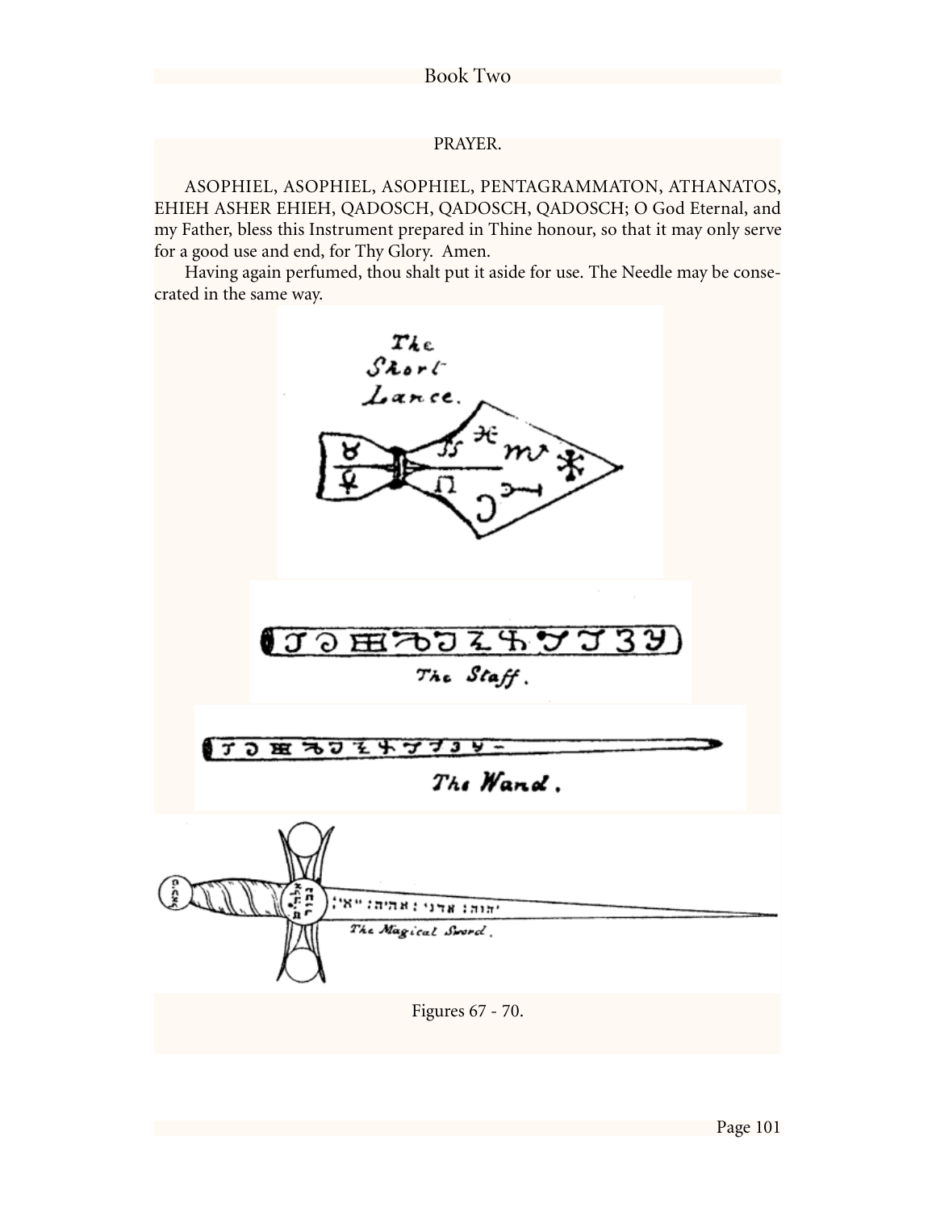PRAYER.

ASOPHIEL, ASOPHIEL, ASOPHIEL, PENTAGRAMMATON, ATHANATOS, EHIEH ASHER EHIEH, QADOSCH, QADOSCH, QADOSCH; O God Eternal, and my Father, bless this Instrument prepared in Thine honour, so that it may only serve for a good use and end, for Thy Glory. Amen.

Having again perfumed, thou shalt put it aside for use. The Needle may be consecrated in the same way.

Figures 67 - 70.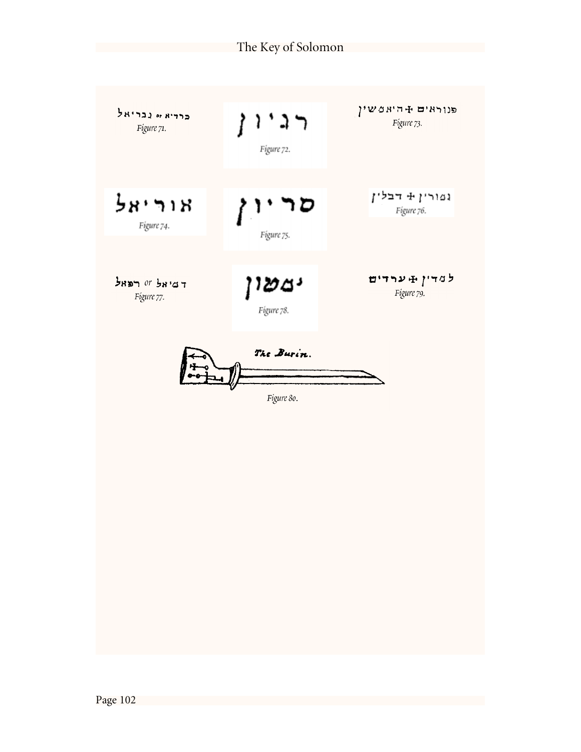כרדיא or גבריאל

*Figure 71.*

רגיון

*Figure 72.*

פנוראים ✠ היאמשין

*Figure 73.*

אוריאל

*Figure 74.*

סריון

*Figure 75.*

גמורין ✠ דבלין

*Figure 76.*

דמיאל or רפאל

*Figure 77.*

ימטון

*Figure 78.*

למדין ✠ ערדים

*Figure 79.*

The Burin.

*Figure 80.*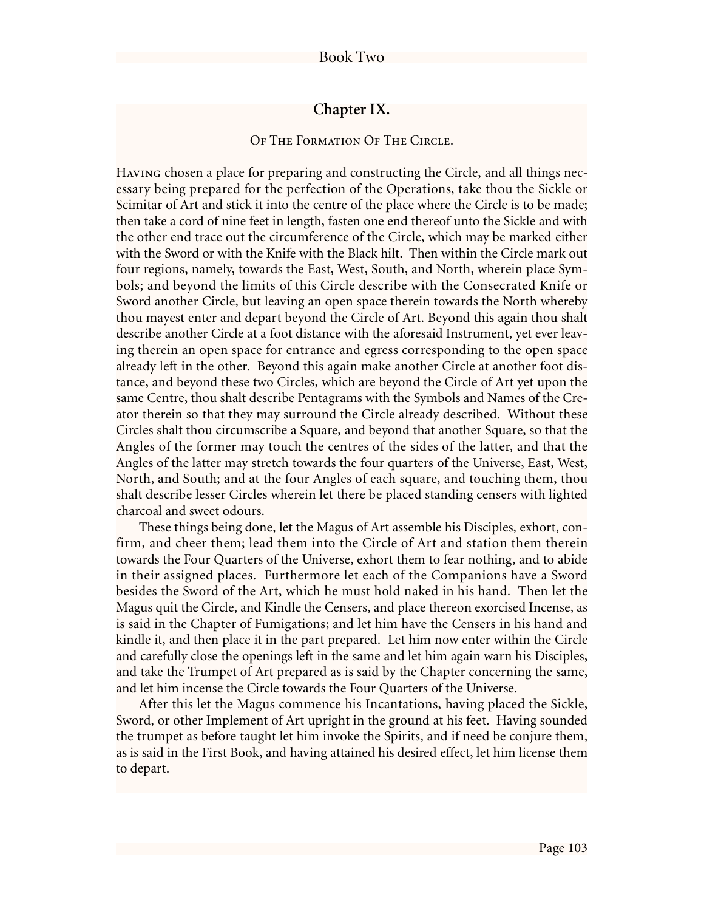## Chapter IX.

### Of The Formation Of The Circle.

Having chosen a place for preparing and constructing the Circle, and all things necessary being prepared for the perfection of the Operations, take thou the Sickle or Scimitar of Art and stick it into the centre of the place where the Circle is to be made; then take a cord of nine feet in length, fasten one end thereof unto the Sickle and with the other end trace out the circumference of the Circle, which may be marked either with the Sword or with the Knife with the Black hilt. Then within the Circle mark out four regions, namely, towards the East, West, South, and North, wherein place Symbols; and beyond the limits of this Circle describe with the Consecrated Knife or Sword another Circle, but leaving an open space therein towards the North whereby thou mayest enter and depart beyond the Circle of Art. Beyond this again thou shalt describe another Circle at a foot distance with the aforesaid Instrument, yet ever leaving therein an open space for entrance and egress corresponding to the open space already left in the other. Beyond this again make another Circle at another foot distance, and beyond these two Circles, which are beyond the Circle of Art yet upon the same Centre, thou shalt describe Pentagrams with the Symbols and Names of the Creator therein so that they may surround the Circle already described. Without these Circles shalt thou circumscribe a Square, and beyond that another Square, so that the Angles of the former may touch the centres of the sides of the latter, and that the Angles of the latter may stretch towards the four quarters of the Universe, East, West, North, and South; and at the four Angles of each square, and touching them, thou shalt describe lesser Circles wherein let there be placed standing censers with lighted charcoal and sweet odours.

These things being done, let the Magus of Art assemble his Disciples, exhort, confirm, and cheer them; lead them into the Circle of Art and station them therein towards the Four Quarters of the Universe, exhort them to fear nothing, and to abide in their assigned places. Furthermore let each of the Companions have a Sword besides the Sword of the Art, which he must hold naked in his hand. Then let the Magus quit the Circle, and Kindle the Censers, and place thereon exorcised Incense, as is said in the Chapter of Fumigations; and let him have the Censers in his hand and kindle it, and then place it in the part prepared. Let him now enter within the Circle and carefully close the openings left in the same and let him again warn his Disciples, and take the Trumpet of Art prepared as is said by the Chapter concerning the same, and let him incense the Circle towards the Four Quarters of the Universe.

After this let the Magus commence his Incantations, having placed the Sickle, Sword, or other Implement of Art upright in the ground at his feet. Having sounded the trumpet as before taught let him invoke the Spirits, and if need be conjure them, as is said in the First Book, and having attained his desired effect, let him license them to depart.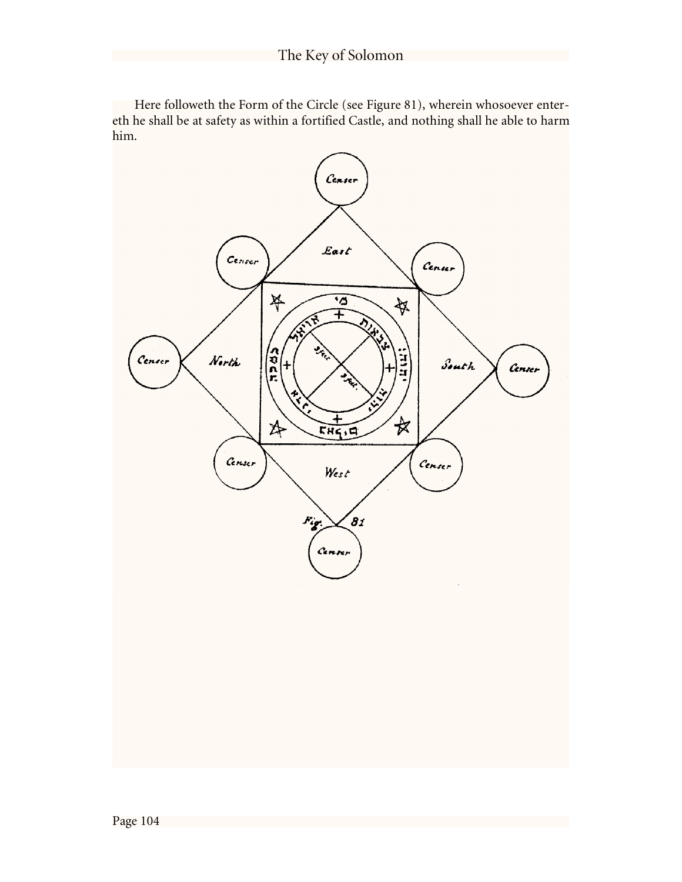Here followeth the Form of the Circle (see Figure 81), wherein whosoever entereth he shall be at safety as within a fortified Castle, and nothing shall he able to harm him.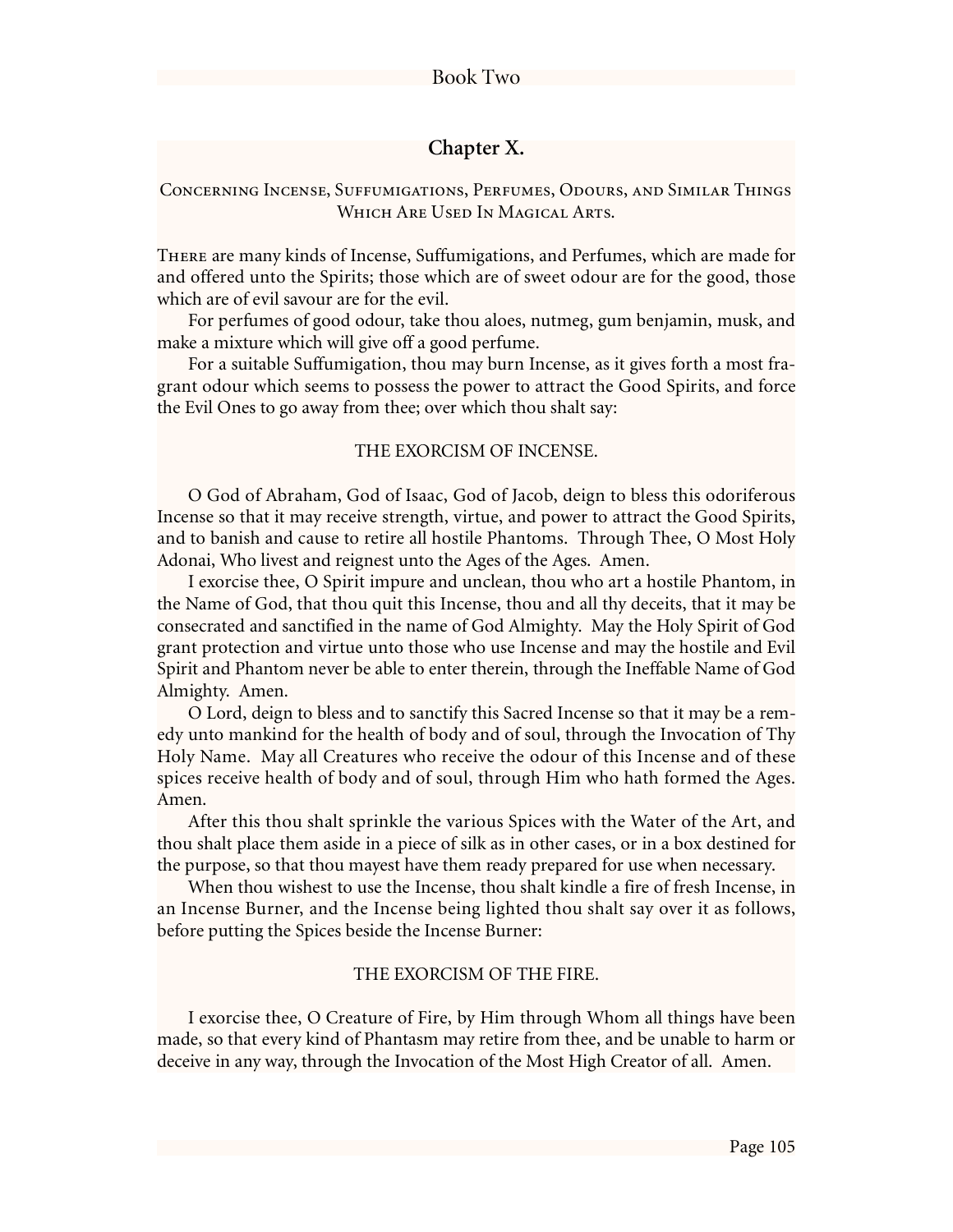## Chapter X.

Concerning Incense, Suffumigations, Perfumes, Odours, and Similar Things Which Are Used In Magical Arts.

There are many kinds of Incense, Suffumigations, and Perfumes, which are made for and offered unto the Spirits; those which are of sweet odour are for the good, those which are of evil savour are for the evil.

For perfumes of good odour, take thou aloes, nutmeg, gum benjamin, musk, and make a mixture which will give off a good perfume.

For a suitable Suffumigation, thou may burn Incense, as it gives forth a most fragrant odour which seems to possess the power to attract the Good Spirits, and force the Evil Ones to go away from thee; over which thou shalt say:

### THE EXORCISM OF INCENSE.

O God of Abraham, God of Isaac, God of Jacob, deign to bless this odoriferous Incense so that it may receive strength, virtue, and power to attract the Good Spirits, and to banish and cause to retire all hostile Phantoms. Through Thee, O Most Holy Adonai, Who livest and reignest unto the Ages of the Ages. Amen.

I exorcise thee, O Spirit impure and unclean, thou who art a hostile Phantom, in the Name of God, that thou quit this Incense, thou and all thy deceits, that it may be consecrated and sanctified in the name of God Almighty. May the Holy Spirit of God grant protection and virtue unto those who use Incense and may the hostile and Evil Spirit and Phantom never be able to enter therein, through the Ineffable Name of God Almighty. Amen.

O Lord, deign to bless and to sanctify this Sacred Incense so that it may be a remedy unto mankind for the health of body and of soul, through the Invocation of Thy Holy Name. May all Creatures who receive the odour of this Incense and of these spices receive health of body and of soul, through Him who hath formed the Ages. Amen.

After this thou shalt sprinkle the various Spices with the Water of the Art, and thou shalt place them aside in a piece of silk as in other cases, or in a box destined for the purpose, so that thou mayest have them ready prepared for use when necessary.

When thou wishest to use the Incense, thou shalt kindle a fire of fresh Incense, in an Incense Burner, and the Incense being lighted thou shalt say over it as follows, before putting the Spices beside the Incense Burner:

### THE EXORCISM OF THE FIRE.

I exorcise thee, O Creature of Fire, by Him through Whom all things have been made, so that every kind of Phantasm may retire from thee, and be unable to harm or deceive in any way, through the Invocation of the Most High Creator of all. Amen.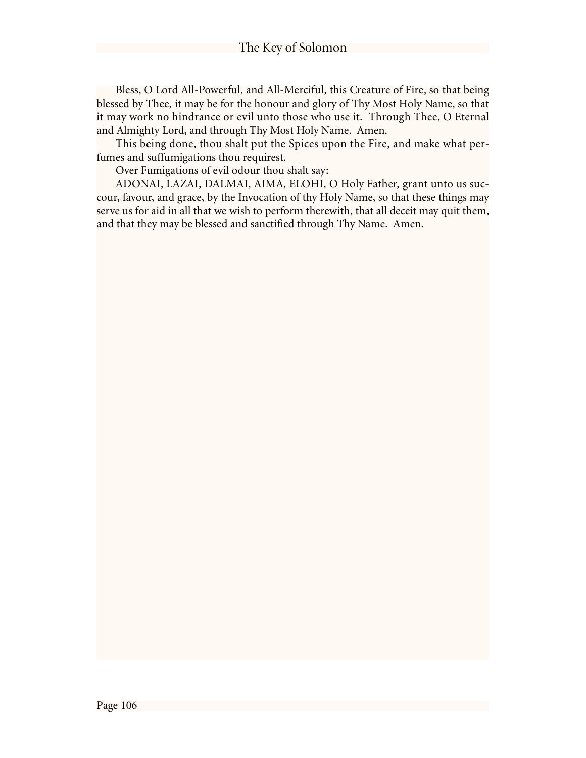Bless, O Lord All-Powerful, and All-Merciful, this Creature of Fire, so that being blessed by Thee, it may be for the honour and glory of Thy Most Holy Name, so that it may work no hindrance or evil unto those who use it. Through Thee, O Eternal and Almighty Lord, and through Thy Most Holy Name. Amen.

This being done, thou shalt put the Spices upon the Fire, and make what perfumes and suffumigations thou requirest.

Over Fumigations of evil odour thou shalt say:

ADONAI, LAZAI, DALMAI, AIMA, ELOHI, O Holy Father, grant unto us succour, favour, and grace, by the Invocation of thy Holy Name, so that these things may serve us for aid in all that we wish to perform therewith, that all deceit may quit them, and that they may be blessed and sanctified through Thy Name. Amen.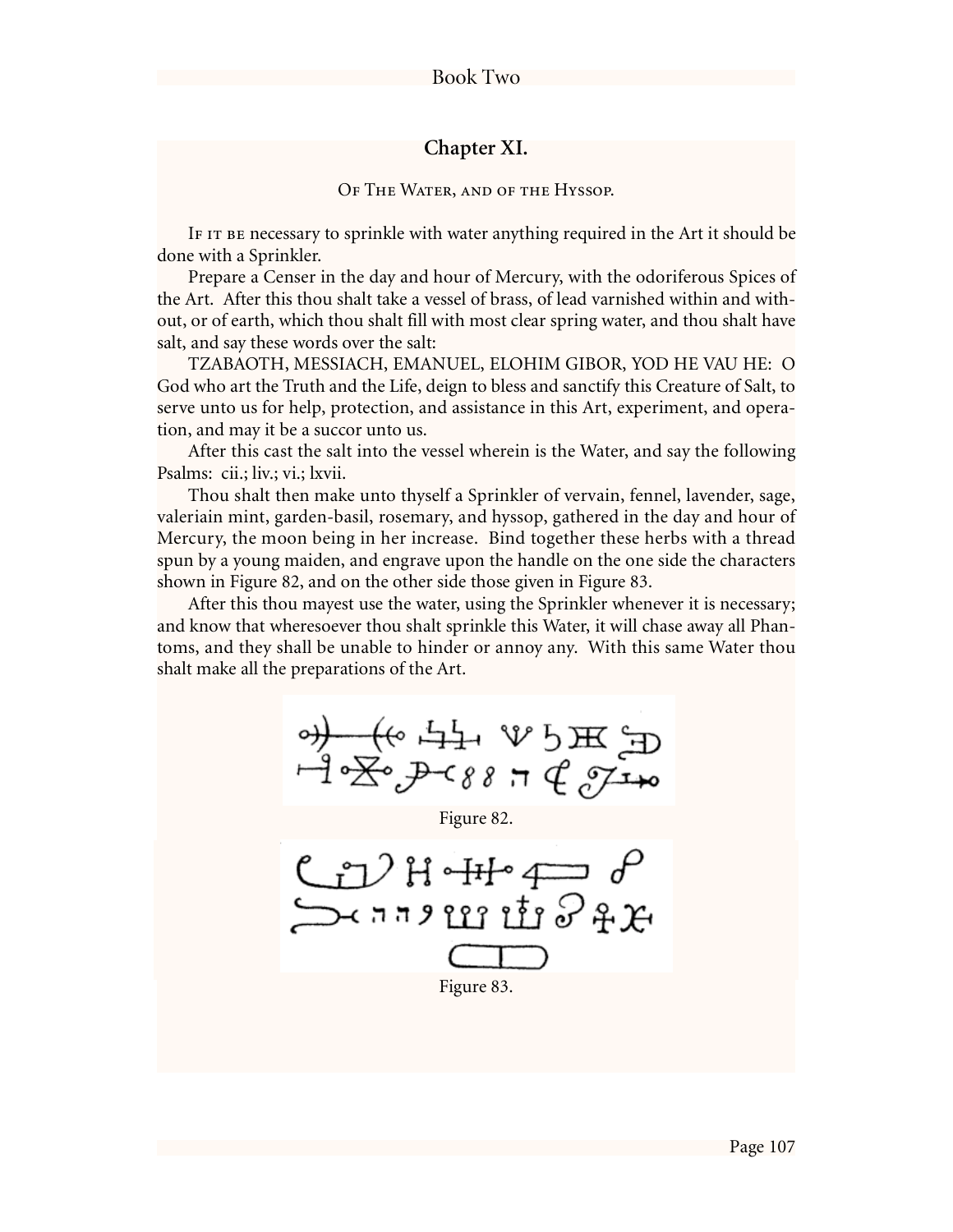## Chapter XI.

Of The Water, and of the Hyssop.

If it be necessary to sprinkle with water anything required in the Art it should be done with a Sprinkler.

Prepare a Censer in the day and hour of Mercury, with the odoriferous Spices of the Art. After this thou shalt take a vessel of brass, of lead varnished within and without, or of earth, which thou shalt fill with most clear spring water, and thou shalt have salt, and say these words over the salt:

TZABAOTH, MESSIACH, EMANUEL, ELOHIM GIBOR, YOD HE VAU HE: O God who art the Truth and the Life, deign to bless and sanctify this Creature of Salt, to serve unto us for help, protection, and assistance in this Art, experiment, and operation, and may it be a succor unto us.

After this cast the salt into the vessel wherein is the Water, and say the following Psalms: cii.; liv.; vi.; lxvii.

Thou shalt then make unto thyself a Sprinkler of vervain, fennel, lavender, sage, valeriain mint, garden-basil, rosemary, and hyssop, gathered in the day and hour of Mercury, the moon being in her increase. Bind together these herbs with a thread spun by a young maiden, and engrave upon the handle on the one side the characters shown in Figure 82, and on the other side those given in Figure 83.

After this thou mayest use the water, using the Sprinkler whenever it is necessary; and know that wheresoever thou shalt sprinkle this Water, it will chase away all Phantoms, and they shall be unable to hinder or annoy any. With this same Water thou shalt make all the preparations of the Art.

Figure 82.

Figure 83.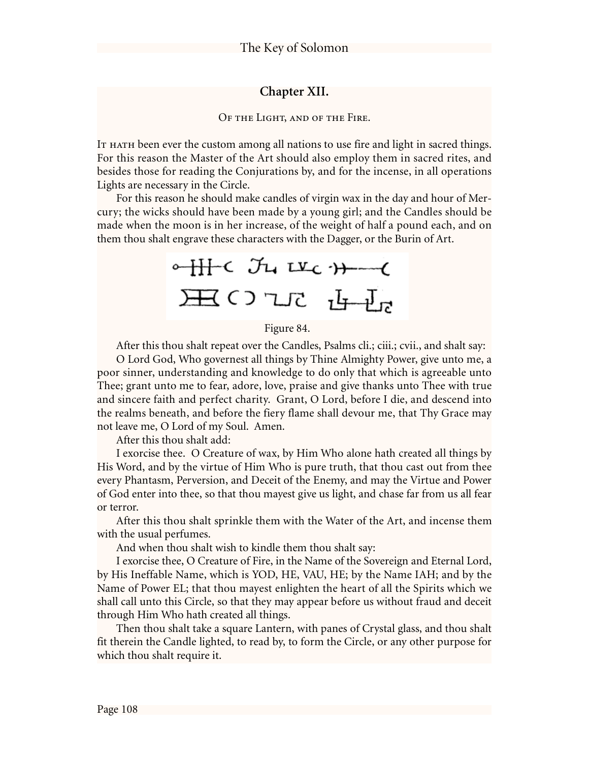## Chapter XII.

Of the Light, and of the Fire.

It hath been ever the custom among all nations to use fire and light in sacred things. For this reason the Master of the Art should also employ them in sacred rites, and besides those for reading the Conjurations by, and for the incense, in all operations Lights are necessary in the Circle.

For this reason he should make candles of virgin wax in the day and hour of Mercury; the wicks should have been made by a young girl; and the Candles should be made when the moon is in her increase, of the weight of half a pound each, and on them thou shalt engrave these characters with the Dagger, or the Burin of Art.

Figure 84.

After this thou shalt repeat over the Candles, Psalms cli.; ciii.; cvii., and shalt say:

O Lord God, Who governest all things by Thine Almighty Power, give unto me, a poor sinner, understanding and knowledge to do only that which is agreeable unto Thee; grant unto me to fear, adore, love, praise and give thanks unto Thee with true and sincere faith and perfect charity. Grant, O Lord, before I die, and descend into the realms beneath, and before the fiery flame shall devour me, that Thy Grace may not leave me, O Lord of my Soul. Amen.

After this thou shalt add:

I exorcise thee. O Creature of wax, by Him Who alone hath created all things by His Word, and by the virtue of Him Who is pure truth, that thou cast out from thee every Phantasm, Perversion, and Deceit of the Enemy, and may the Virtue and Power of God enter into thee, so that thou mayest give us light, and chase far from us all fear or terror.

After this thou shalt sprinkle them with the Water of the Art, and incense them with the usual perfumes.

And when thou shalt wish to kindle them thou shalt say:

I exorcise thee, O Creature of Fire, in the Name of the Sovereign and Eternal Lord, by His Ineffable Name, which is YOD, HE, VAU, HE; by the Name IAH; and by the Name of Power EL; that thou mayest enlighten the heart of all the Spirits which we shall call unto this Circle, so that they may appear before us without fraud and deceit through Him Who hath created all things.

Then thou shalt take a square Lantern, with panes of Crystal glass, and thou shalt fit therein the Candle lighted, to read by, to form the Circle, or any other purpose for which thou shalt require it.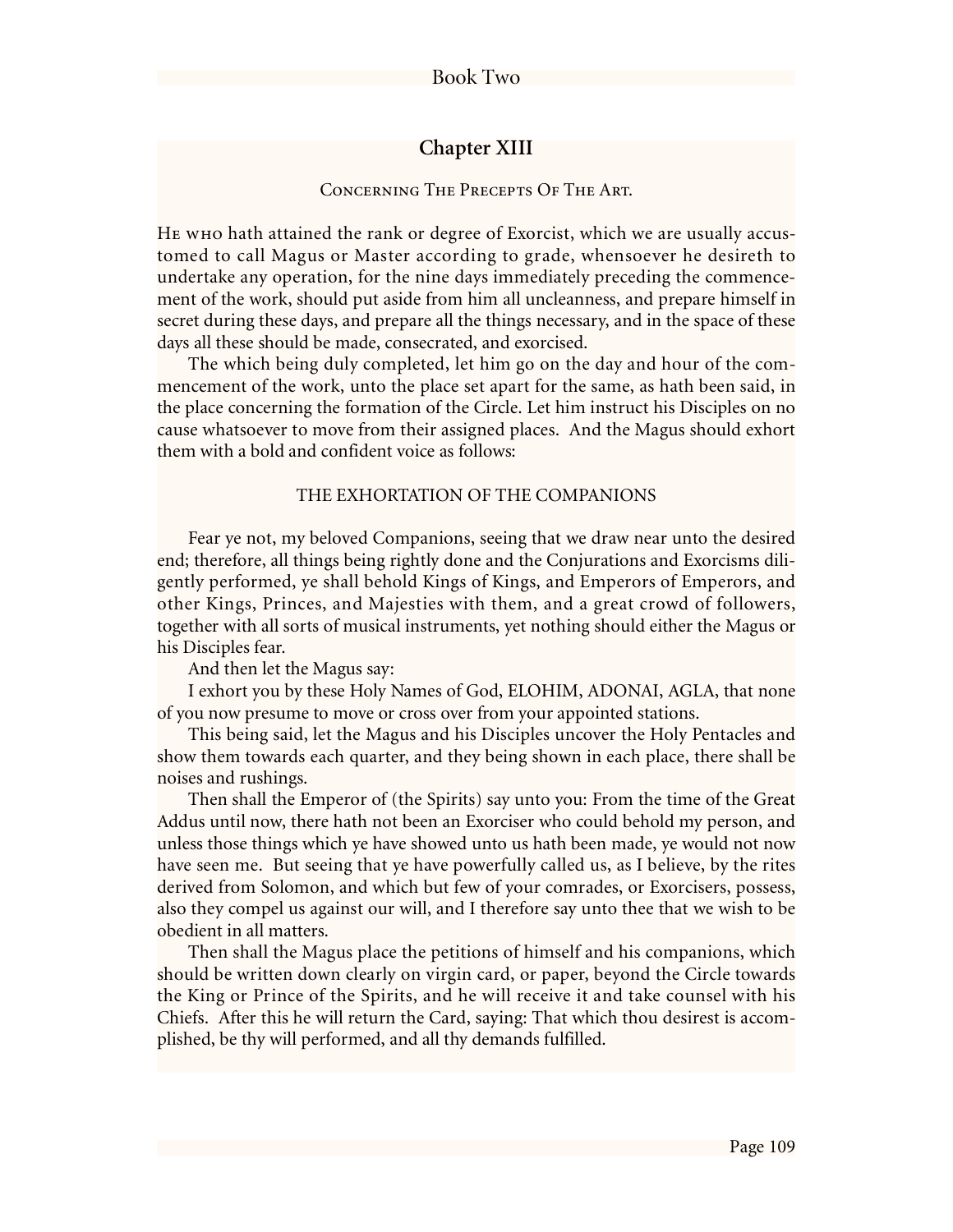## Chapter XIII

### Concerning The Precepts Of The Art.

He who hath attained the rank or degree of Exorcist, which we are usually accustomed to call Magus or Master according to grade, whensoever he desireth to undertake any operation, for the nine days immediately preceding the commencement of the work, should put aside from him all uncleanness, and prepare himself in secret during these days, and prepare all the things necessary, and in the space of these days all these should be made, consecrated, and exorcised.

The which being duly completed, let him go on the day and hour of the commencement of the work, unto the place set apart for the same, as hath been said, in the place concerning the formation of the Circle. Let him instruct his Disciples on no cause whatsoever to move from their assigned places. And the Magus should exhort them with a bold and confident voice as follows:

#### THE EXHORTATION OF THE COMPANIONS

Fear ye not, my beloved Companions, seeing that we draw near unto the desired end; therefore, all things being rightly done and the Conjurations and Exorcisms diligently performed, ye shall behold Kings of Kings, and Emperors of Emperors, and other Kings, Princes, and Majesties with them, and a great crowd of followers, together with all sorts of musical instruments, yet nothing should either the Magus or his Disciples fear.

And then let the Magus say:

I exhort you by these Holy Names of God, ELOHIM, ADONAI, AGLA, that none of you now presume to move or cross over from your appointed stations.

This being said, let the Magus and his Disciples uncover the Holy Pentacles and show them towards each quarter, and they being shown in each place, there shall be noises and rushings.

Then shall the Emperor of (the Spirits) say unto you: From the time of the Great Addus until now, there hath not been an Exorciser who could behold my person, and unless those things which ye have showed unto us hath been made, ye would not now have seen me. But seeing that ye have powerfully called us, as I believe, by the rites derived from Solomon, and which but few of your comrades, or Exorcisers, possess, also they compel us against our will, and I therefore say unto thee that we wish to be obedient in all matters.

Then shall the Magus place the petitions of himself and his companions, which should be written down clearly on virgin card, or paper, beyond the Circle towards the King or Prince of the Spirits, and he will receive it and take counsel with his Chiefs. After this he will return the Card, saying: That which thou desirest is accomplished, be thy will performed, and all thy demands fulfilled.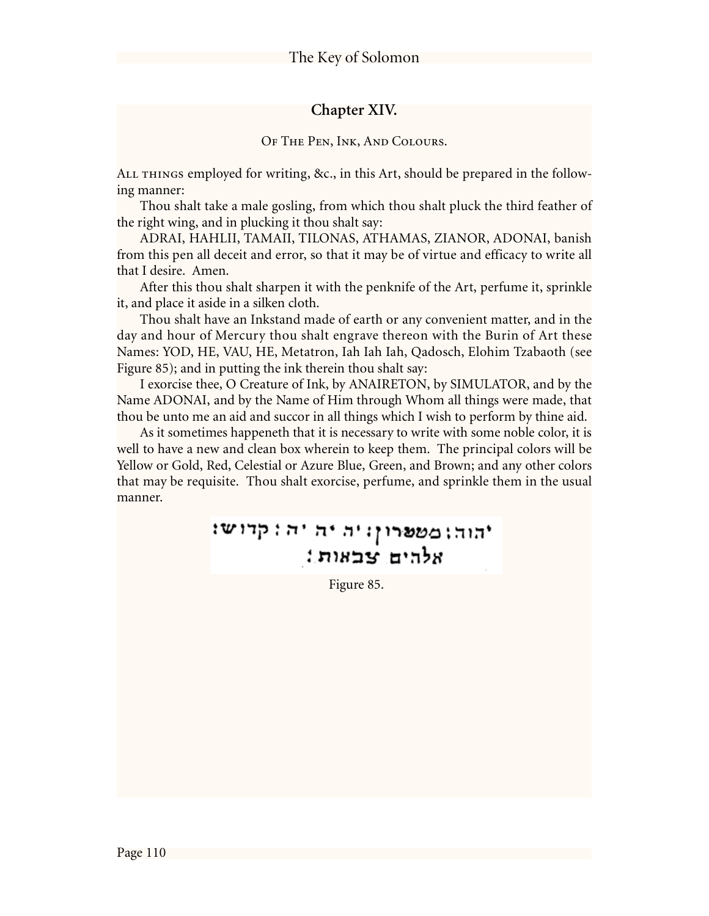## Chapter XIV.

### Of The Pen, Ink, And Colours.

All things employed for writing, &c., in this Art, should be prepared in the following manner:

Thou shalt take a male gosling, from which thou shalt pluck the third feather of the right wing, and in plucking it thou shalt say:

ADRAI, HAHLII, TAMAII, TILONAS, ATHAMAS, ZIANOR, ADONAI, banish from this pen all deceit and error, so that it may be of virtue and efficacy to write all that I desire. Amen.

After this thou shalt sharpen it with the penknife of the Art, perfume it, sprinkle it, and place it aside in a silken cloth.

Thou shalt have an Inkstand made of earth or any convenient matter, and in the day and hour of Mercury thou shalt engrave thereon with the Burin of Art these Names: YOD, HE, VAU, HE, Metatron, Iah Iah Iah, Qadosch, Elohim Tzabaoth (see Figure 85); and in putting the ink therein thou shalt say:

I exorcise thee, O Creature of Ink, by ANAIRETON, by SIMULATOR, and by the Name ADONAI, and by the Name of Him through Whom all things were made, that thou be unto me an aid and succor in all things which I wish to perform by thine aid.

As it sometimes happeneth that it is necessary to write with some noble color, it is well to have a new and clean box wherein to keep them. The principal colors will be Yellow or Gold, Red, Celestial or Azure Blue, Green, and Brown; and any other colors that may be requisite. Thou shalt exorcise, perfume, and sprinkle them in the usual manner.

יהוה: מטטרון: יה יה יה: קדוש:
אלהים צבאות:

Figure 85.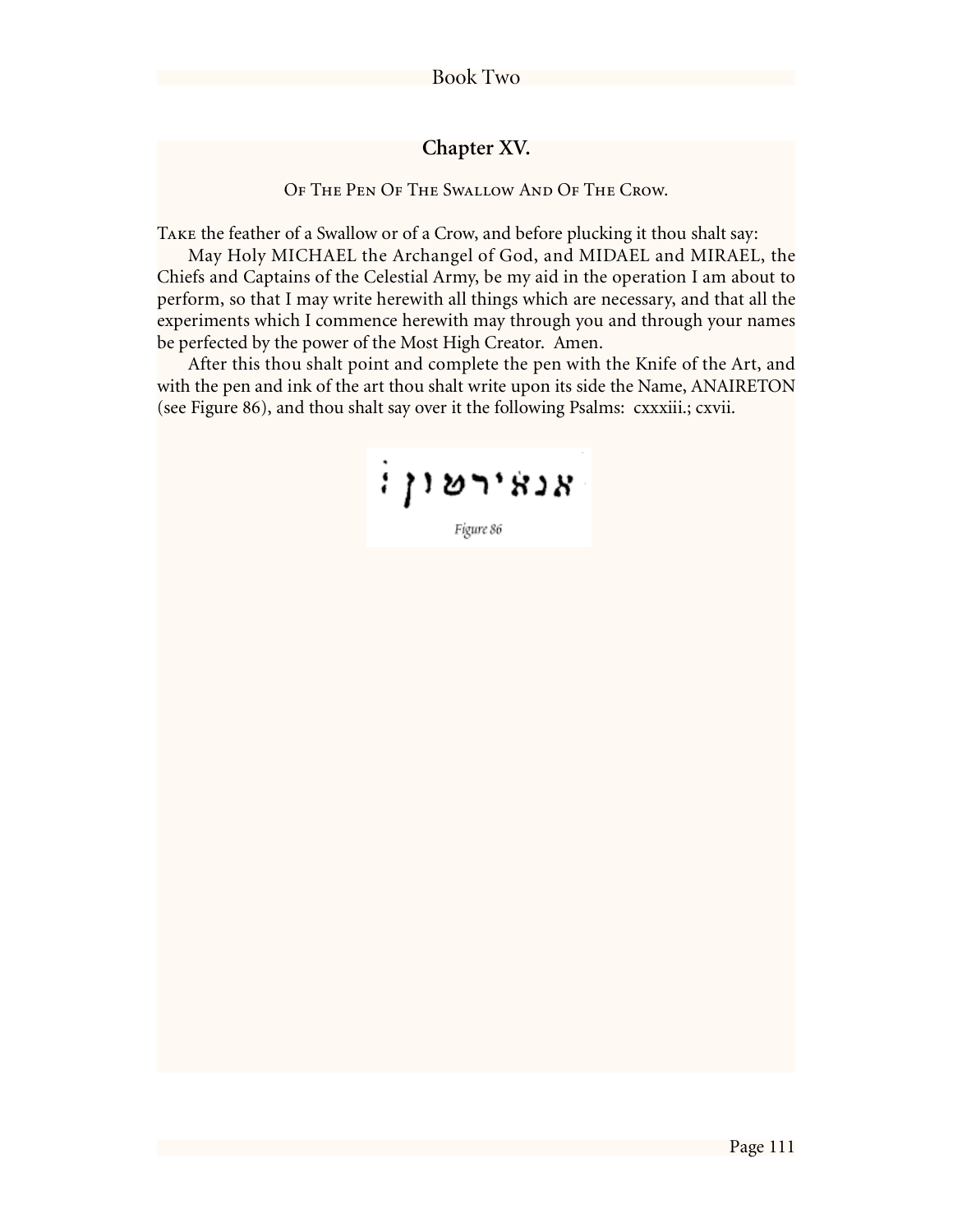## Chapter XV.

### Of The Pen Of The Swallow And Of The Crow.

Take the feather of a Swallow or of a Crow, and before plucking it thou shalt say:

May Holy MICHAEL the Archangel of God, and MIDAEL and MIRAEL, the Chiefs and Captains of the Celestial Army, be my aid in the operation I am about to perform, so that I may write herewith all things which are necessary, and that all the experiments which I commence herewith may through you and through your names be perfected by the power of the Most High Creator. Amen.

After this thou shalt point and complete the pen with the Knife of the Art, and with the pen and ink of the art thou shalt write upon its side the Name, ANAIRETON (see Figure 86), and thou shalt say over it the following Psalms: cxxxiii.; cxvii.

אנאירטון׃

Figure 86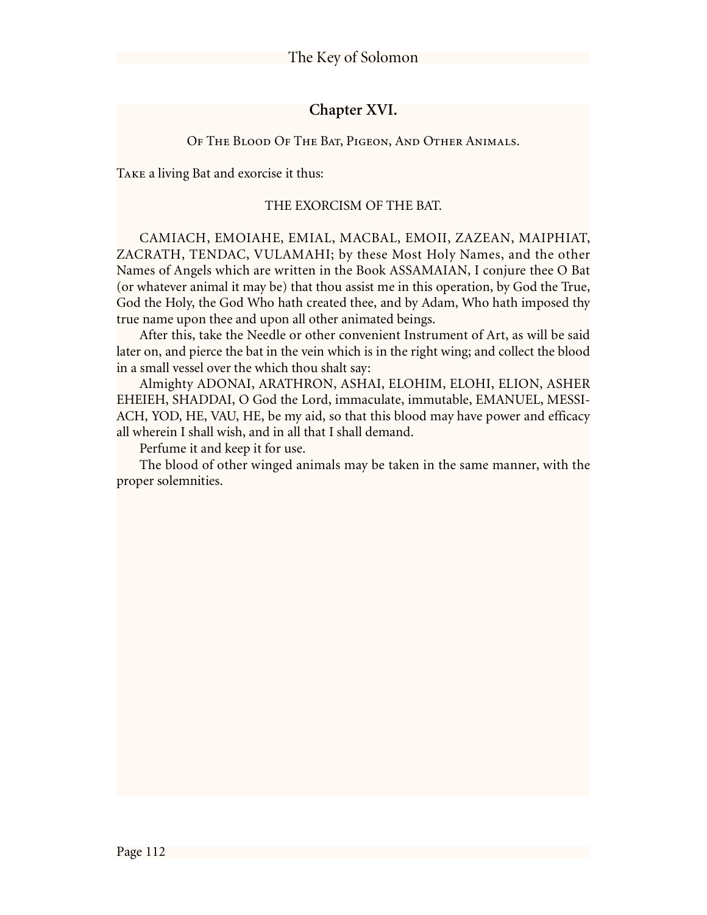## Chapter XVI.

### Of The Blood Of The Bat, Pigeon, And Other Animals.

Take a living Bat and exorcise it thus:

THE EXORCISM OF THE BAT.

CAMIACH, EMOIAHE, EMIAL, MACBAL, EMOII, ZAZEAN, MAIPHIAT, ZACRATH, TENDAC, VULAMAHI; by these Most Holy Names, and the other Names of Angels which are written in the Book ASSAMAIAN, I conjure thee O Bat (or whatever animal it may be) that thou assist me in this operation, by God the True, God the Holy, the God Who hath created thee, and by Adam, Who hath imposed thy true name upon thee and upon all other animated beings.

After this, take the Needle or other convenient Instrument of Art, as will be said later on, and pierce the bat in the vein which is in the right wing; and collect the blood in a small vessel over the which thou shalt say:

Almighty ADONAI, ARATHRON, ASHAI, ELOHIM, ELOHI, ELION, ASHER EHEIEH, SHADDAI, O God the Lord, immaculate, immutable, EMANUEL, MESSIACH, YOD, HE, VAU, HE, be my aid, so that this blood may have power and efficacy all wherein I shall wish, and in all that I shall demand.

Perfume it and keep it for use.

The blood of other winged animals may be taken in the same manner, with the proper solemnities.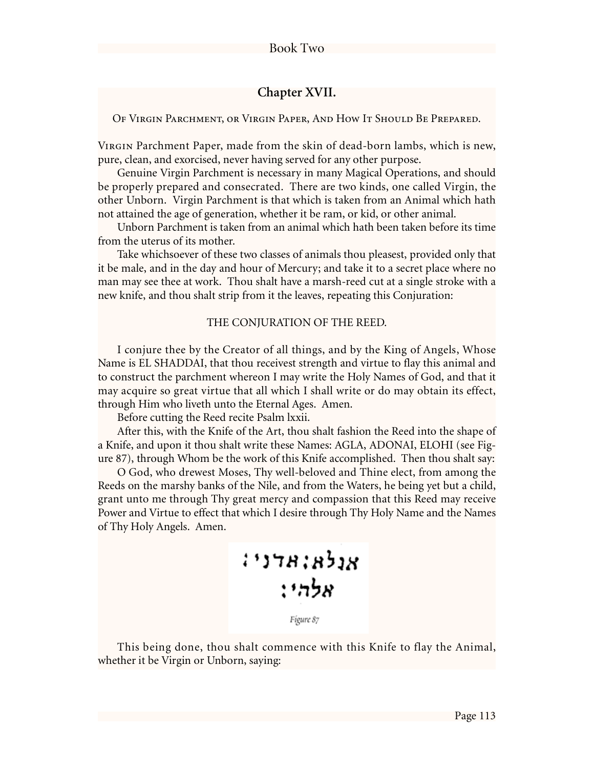## Chapter XVII.

Of Virgin Parchment, or Virgin Paper, And How It Should Be Prepared.

Virgin Parchment Paper, made from the skin of dead-born lambs, which is new, pure, clean, and exorcised, never having served for any other purpose.

Genuine Virgin Parchment is necessary in many Magical Operations, and should be properly prepared and consecrated. There are two kinds, one called Virgin, the other Unborn. Virgin Parchment is that which is taken from an Animal which hath not attained the age of generation, whether it be ram, or kid, or other animal.

Unborn Parchment is taken from an animal which hath been taken before its time from the uterus of its mother.

Take whichsoever of these two classes of animals thou pleasest, provided only that it be male, and in the day and hour of Mercury; and take it to a secret place where no man may see thee at work. Thou shalt have a marsh-reed cut at a single stroke with a new knife, and thou shalt strip from it the leaves, repeating this Conjuration:

THE CONJURATION OF THE REED.

I conjure thee by the Creator of all things, and by the King of Angels, Whose Name is EL SHADDAI, that thou receivest strength and virtue to flay this animal and to construct the parchment whereon I may write the Holy Names of God, and that it may acquire so great virtue that all which I shall write or do may obtain its effect, through Him who liveth unto the Eternal Ages. Amen.

Before cutting the Reed recite Psalm lxxii.

After this, with the Knife of the Art, thou shalt fashion the Reed into the shape of a Knife, and upon it thou shalt write these Names: AGLA, ADONAI, ELOHI (see Figure 87), through Whom be the work of this Knife accomplished. Then thou shalt say:

O God, who drewest Moses, Thy well-beloved and Thine elect, from among the Reeds on the marshy banks of the Nile, and from the Waters, he being yet but a child, grant unto me through Thy great mercy and compassion that this Reed may receive Power and Virtue to effect that which I desire through Thy Holy Name and the Names of Thy Holy Angels. Amen.

אגלא:אדני:
אלהי:

Figure 87

This being done, thou shalt commence with this Knife to flay the Animal, whether it be Virgin or Unborn, saying: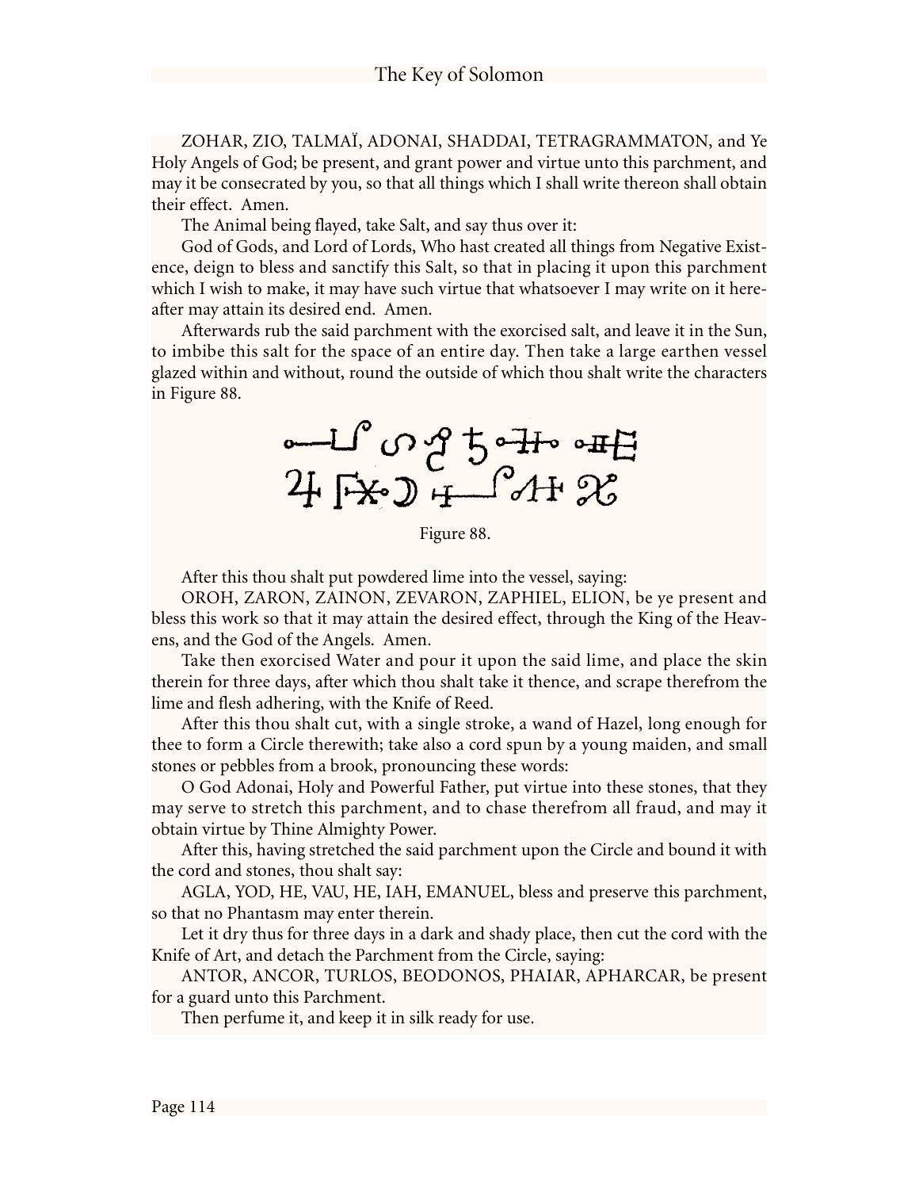ZOHAR, ZIO, TALMAÏ, ADONAI, SHADDAI, TETRAGRAMMATON, and Ye Holy Angels of God; be present, and grant power and virtue unto this parchment, and may it be consecrated by you, so that all things which I shall write thereon shall obtain their effect. Amen.

The Animal being flayed, take Salt, and say thus over it:

God of Gods, and Lord of Lords, Who hast created all things from Negative Existence, deign to bless and sanctify this Salt, so that in placing it upon this parchment which I wish to make, it may have such virtue that whatsoever I may write on it hereafter may attain its desired end. Amen.

Afterwards rub the said parchment with the exorcised salt, and leave it in the Sun, to imbibe this salt for the space of an entire day. Then take a large earthen vessel glazed within and without, round the outside of which thou shalt write the characters in Figure 88.

Figure 88.

After this thou shalt put powdered lime into the vessel, saying:

OROH, ZARON, ZAINON, ZEVARON, ZAPHIEL, ELION, be ye present and bless this work so that it may attain the desired effect, through the King of the Heavens, and the God of the Angels. Amen.

Take then exorcised Water and pour it upon the said lime, and place the skin therein for three days, after which thou shalt take it thence, and scrape therefrom the lime and flesh adhering, with the Knife of Reed.

After this thou shalt cut, with a single stroke, a wand of Hazel, long enough for thee to form a Circle therewith; take also a cord spun by a young maiden, and small stones or pebbles from a brook, pronouncing these words:

O God Adonai, Holy and Powerful Father, put virtue into these stones, that they may serve to stretch this parchment, and to chase therefrom all fraud, and may it obtain virtue by Thine Almighty Power.

After this, having stretched the said parchment upon the Circle and bound it with the cord and stones, thou shalt say:

AGLA, YOD, HE, VAU, HE, IAH, EMANUEL, bless and preserve this parchment, so that no Phantasm may enter therein.

Let it dry thus for three days in a dark and shady place, then cut the cord with the Knife of Art, and detach the Parchment from the Circle, saying:

ANTOR, ANCOR, TURLOS, BEODONOS, PHAIAR, APHARCAR, be present for a guard unto this Parchment.

Then perfume it, and keep it in silk ready for use.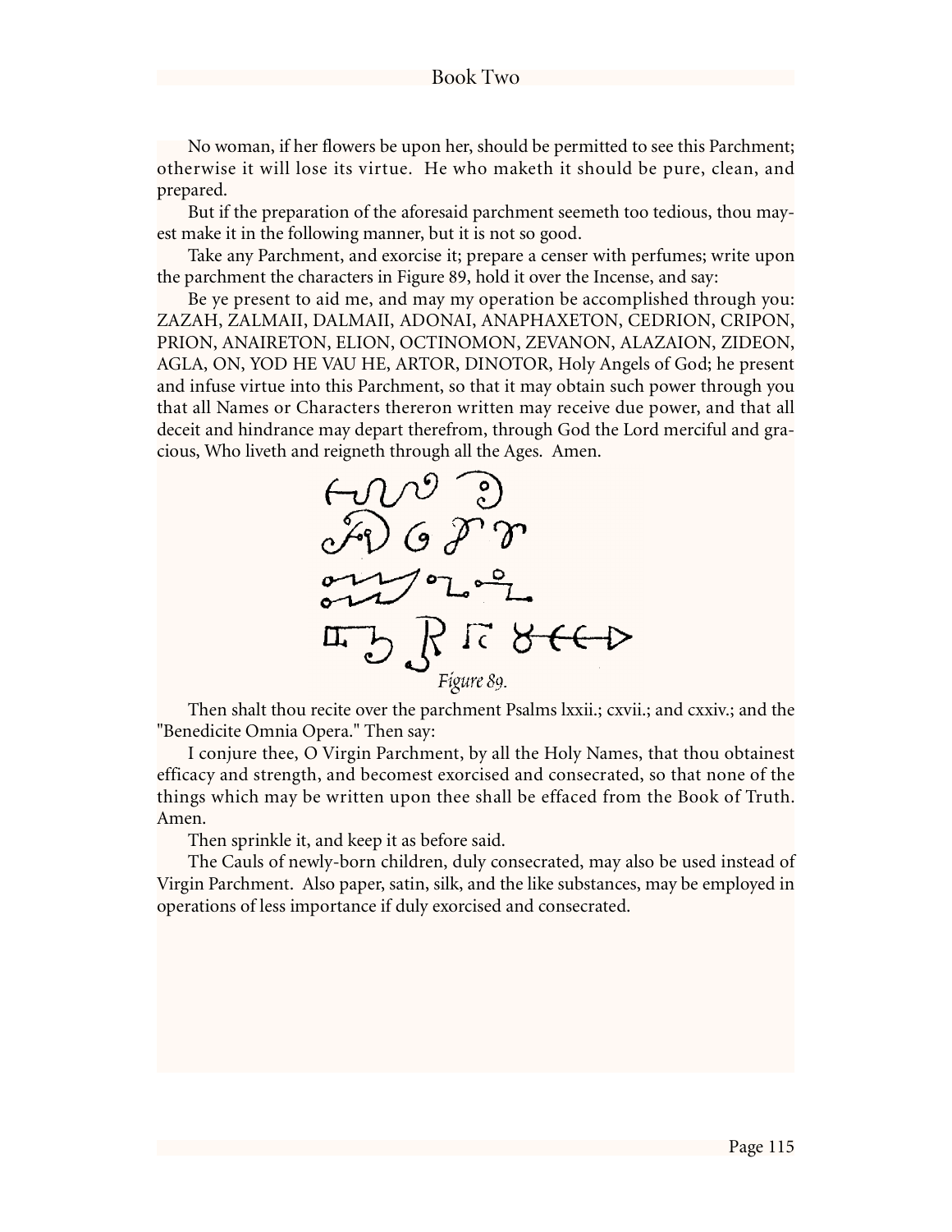No woman, if her flowers be upon her, should be permitted to see this Parchment; otherwise it will lose its virtue. He who maketh it should be pure, clean, and prepared.

But if the preparation of the aforesaid parchment seemeth too tedious, thou mayest make it in the following manner, but it is not so good.

Take any Parchment, and exorcise it; prepare a censer with perfumes; write upon the parchment the characters in Figure 89, hold it over the Incense, and say:

Be ye present to aid me, and may my operation be accomplished through you: ZAZAH, ZALMAII, DALMAII, ADONAI, ANAPHAXETON, CEDRION, CRIPON, PRION, ANAIRETON, ELION, OCTINOMON, ZEVANON, ALAZAION, ZIDEON, AGLA, ON, YOD HE VAU HE, ARTOR, DINOTOR, Holy Angels of God; he present and infuse virtue into this Parchment, so that it may obtain such power through you that all Names or Characters thereron written may receive due power, and that all deceit and hindrance may depart therefrom, through God the Lord merciful and gracious, Who liveth and reigneth through all the Ages. Amen.

Figure 89.

Then shalt thou recite over the parchment Psalms lxxii.; cxvii.; and cxxiv.; and the "Benedicite Omnia Opera." Then say:

I conjure thee, O Virgin Parchment, by all the Holy Names, that thou obtainest efficacy and strength, and becomest exorcised and consecrated, so that none of the things which may be written upon thee shall be effaced from the Book of Truth. Amen.

Then sprinkle it, and keep it as before said.

The Cauls of newly-born children, duly consecrated, may also be used instead of Virgin Parchment. Also paper, satin, silk, and the like substances, may be employed in operations of less importance if duly exorcised and consecrated.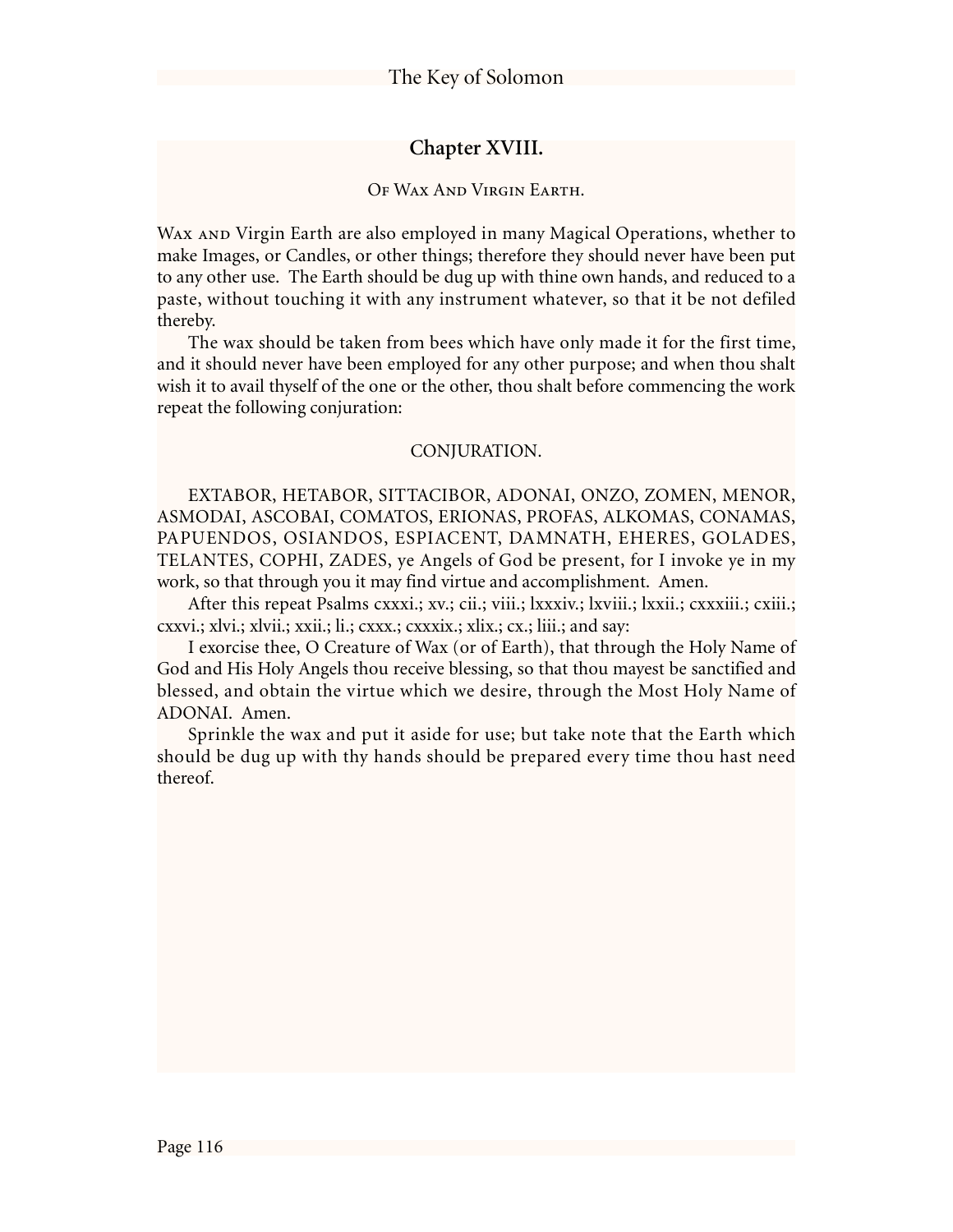## Chapter XVIII.

### Of Wax And Virgin Earth.

Wax and Virgin Earth are also employed in many Magical Operations, whether to make Images, or Candles, or other things; therefore they should never have been put to any other use. The Earth should be dug up with thine own hands, and reduced to a paste, without touching it with any instrument whatever, so that it be not defiled thereby.

The wax should be taken from bees which have only made it for the first time, and it should never have been employed for any other purpose; and when thou shalt wish it to avail thyself of the one or the other, thou shalt before commencing the work repeat the following conjuration:

CONJURATION.

EXTABOR, HETABOR, SITTACIBOR, ADONAI, ONZO, ZOMEN, MENOR, ASMODAI, ASCOBAI, COMATOS, ERIONAS, PROFAS, ALKOMAS, CONAMAS, PAPUENDOS, OSIANDOS, ESPIACENT, DAMNATH, EHERES, GOLADES, TELANTES, COPHI, ZADES, ye Angels of God be present, for I invoke ye in my work, so that through you it may find virtue and accomplishment. Amen.

After this repeat Psalms cxxxi.; xv.; cii.; viii.; lxxxiv.; lxviii.; lxxii.; cxxxiii.; cxiii.; cxxvi.; xlvi.; xlvii.; xxii.; li.; cxxx.; cxxxix.; xlix.; cx.; liii.; and say:

I exorcise thee, O Creature of Wax (or of Earth), that through the Holy Name of God and His Holy Angels thou receive blessing, so that thou mayest be sanctified and blessed, and obtain the virtue which we desire, through the Most Holy Name of ADONAI. Amen.

Sprinkle the wax and put it aside for use; but take note that the Earth which should be dug up with thy hands should be prepared every time thou hast need thereof.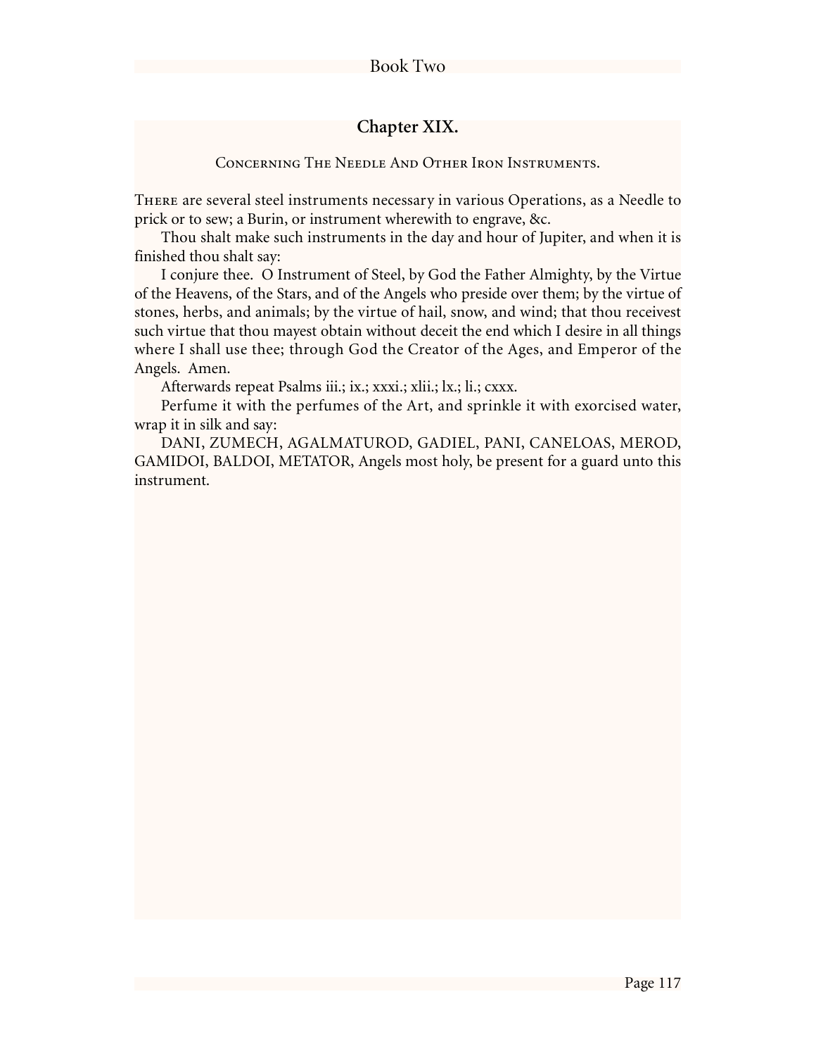## Chapter XIX.

### Concerning The Needle And Other Iron Instruments.

There are several steel instruments necessary in various Operations, as a Needle to prick or to sew; a Burin, or instrument wherewith to engrave, &c.

Thou shalt make such instruments in the day and hour of Jupiter, and when it is finished thou shalt say:

I conjure thee. O Instrument of Steel, by God the Father Almighty, by the Virtue of the Heavens, of the Stars, and of the Angels who preside over them; by the virtue of stones, herbs, and animals; by the virtue of hail, snow, and wind; that thou receivest such virtue that thou mayest obtain without deceit the end which I desire in all things where I shall use thee; through God the Creator of the Ages, and Emperor of the Angels. Amen.

Afterwards repeat Psalms iii.; ix.; xxxi.; xlii.; lx.; li.; cxxx.

Perfume it with the perfumes of the Art, and sprinkle it with exorcised water, wrap it in silk and say:

DANI, ZUMECH, AGALMATUROD, GADIEL, PANI, CANELOAS, MEROD, GAMIDOI, BALDOI, METATOR, Angels most holy, be present for a guard unto this instrument.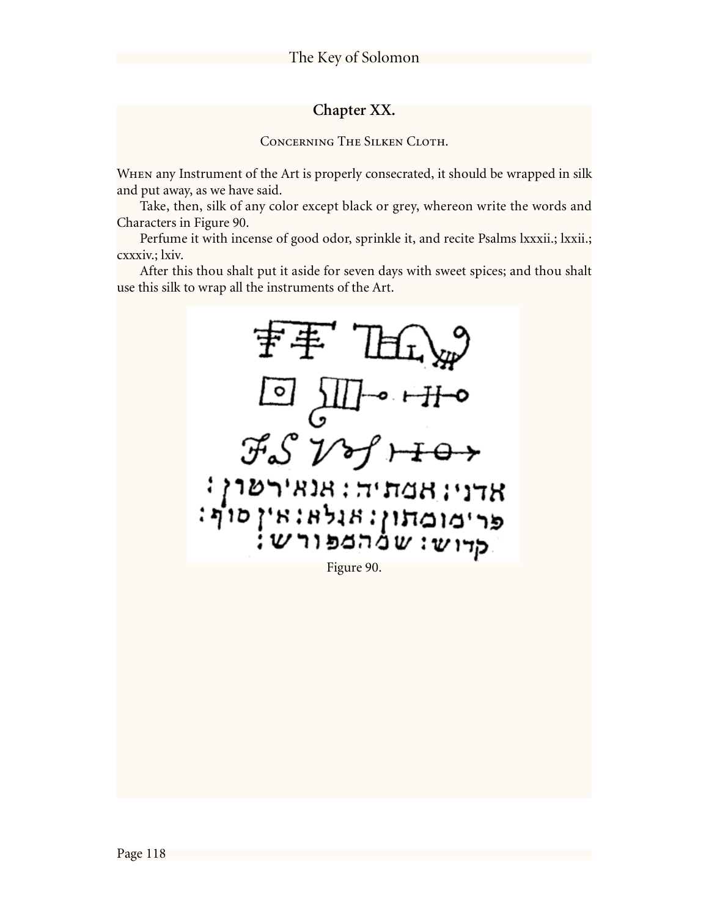## Chapter XX.

### Concerning The Silken Cloth.

When any Instrument of the Art is properly consecrated, it should be wrapped in silk and put away, as we have said.

Take, then, silk of any color except black or grey, whereon write the words and Characters in Figure 90.

Perfume it with incense of good odor, sprinkle it, and recite Psalms lxxxii.; lxxii.; cxxxiv.; lxiv.

After this thou shalt put it aside for seven days with sweet spices; and thou shalt use this silk to wrap all the instruments of the Art.

Figure 90.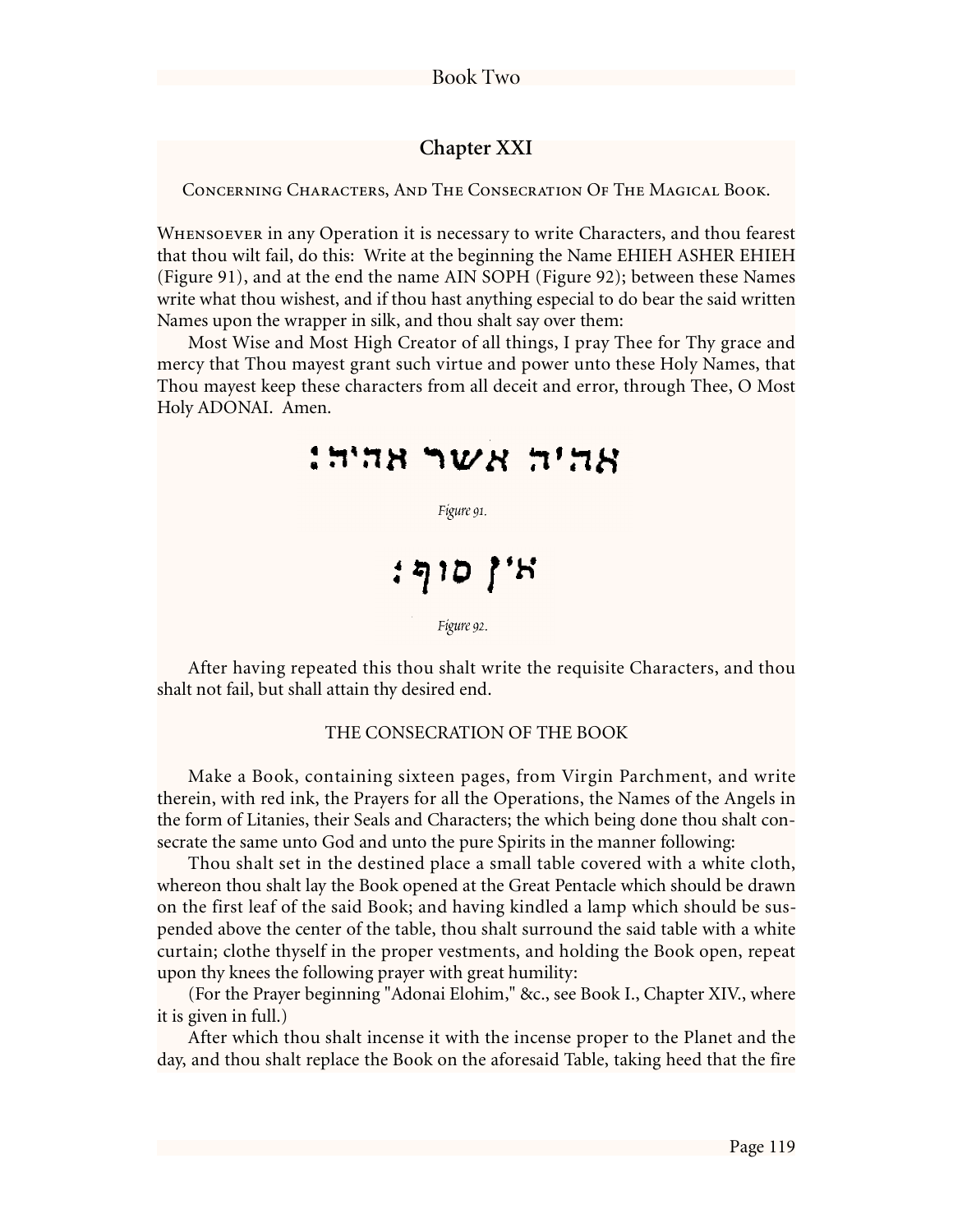## Chapter XXI

Concerning Characters, And The Consecration Of The Magical Book.

Whensoever in any Operation it is necessary to write Characters, and thou fearest that thou wilt fail, do this: Write at the beginning the Name EHIEH ASHER EHIEH (Figure 91), and at the end the name AIN SOPH (Figure 92); between these Names write what thou wishest, and if thou hast anything especial to do bear the said written Names upon the wrapper in silk, and thou shalt say over them:

Most Wise and Most High Creator of all things, I pray Thee for Thy grace and mercy that Thou mayest grant such virtue and power unto these Holy Names, that Thou mayest keep these characters from all deceit and error, through Thee, O Most Holy ADONAI. Amen.

אהיה אשר אהיה:

*Figure 91.*

אין סוף:

*Figure 92.*

After having repeated this thou shalt write the requisite Characters, and thou shalt not fail, but shall attain thy desired end.

### THE CONSECRATION OF THE BOOK

Make a Book, containing sixteen pages, from Virgin Parchment, and write therein, with red ink, the Prayers for all the Operations, the Names of the Angels in the form of Litanies, their Seals and Characters; the which being done thou shalt consecrate the same unto God and unto the pure Spirits in the manner following:

Thou shalt set in the destined place a small table covered with a white cloth, whereon thou shalt lay the Book opened at the Great Pentacle which should be drawn on the first leaf of the said Book; and having kindled a lamp which should be suspended above the center of the table, thou shalt surround the said table with a white curtain; clothe thyself in the proper vestments, and holding the Book open, repeat upon thy knees the following prayer with great humility:

(For the Prayer beginning "Adonai Elohim," &c., see Book I., Chapter XIV., where it is given in full.)

After which thou shalt incense it with the incense proper to the Planet and the day, and thou shalt replace the Book on the aforesaid Table, taking heed that the fire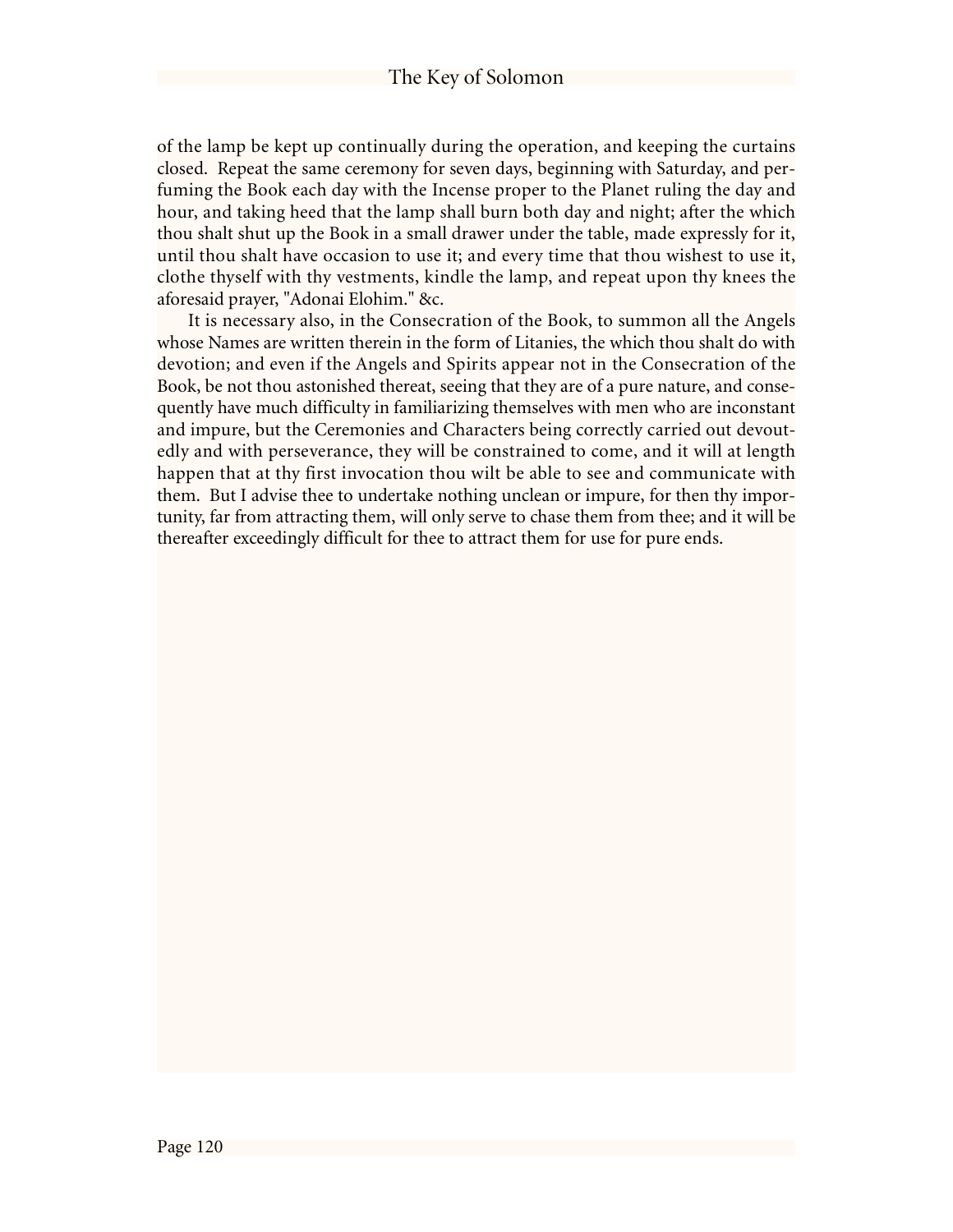of the lamp be kept up continually during the operation, and keeping the curtains closed. Repeat the same ceremony for seven days, beginning with Saturday, and perfuming the Book each day with the Incense proper to the Planet ruling the day and hour, and taking heed that the lamp shall burn both day and night; after the which thou shalt shut up the Book in a small drawer under the table, made expressly for it, until thou shalt have occasion to use it; and every time that thou wishest to use it, clothe thyself with thy vestments, kindle the lamp, and repeat upon thy knees the aforesaid prayer, "Adonai Elohim." &c.

It is necessary also, in the Consecration of the Book, to summon all the Angels whose Names are written therein in the form of Litanies, the which thou shalt do with devotion; and even if the Angels and Spirits appear not in the Consecration of the Book, be not thou astonished thereat, seeing that they are of a pure nature, and consequently have much difficulty in familiarizing themselves with men who are inconstant and impure, but the Ceremonies and Characters being correctly carried out devoutedly and with perseverance, they will be constrained to come, and it will at length happen that at thy first invocation thou wilt be able to see and communicate with them. But I advise thee to undertake nothing unclean or impure, for then thy importunity, far from attracting them, will only serve to chase them from thee; and it will be thereafter exceedingly difficult for thee to attract them for use for pure ends.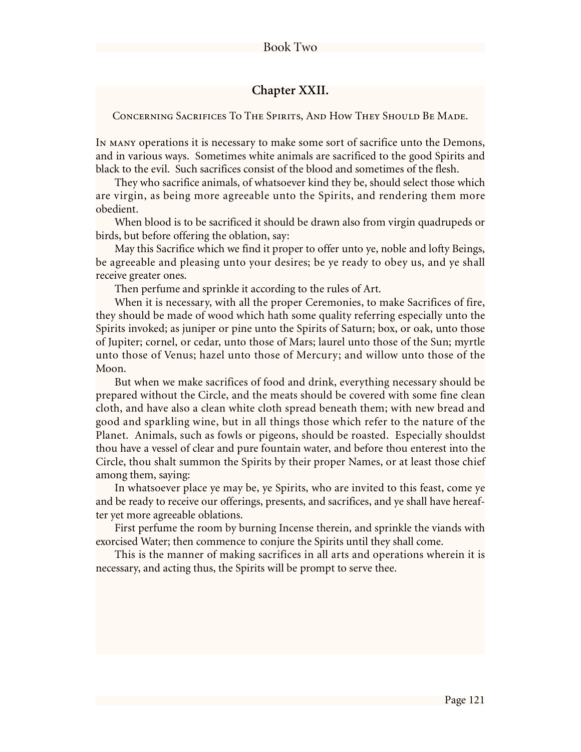## Chapter XXII.

Concerning Sacrifices To The Spirits, And How They Should Be Made.

In many operations it is necessary to make some sort of sacrifice unto the Demons, and in various ways. Sometimes white animals are sacrificed to the good Spirits and black to the evil. Such sacrifices consist of the blood and sometimes of the flesh.

They who sacrifice animals, of whatsoever kind they be, should select those which are virgin, as being more agreeable unto the Spirits, and rendering them more obedient.

When blood is to be sacrificed it should be drawn also from virgin quadrupeds or birds, but before offering the oblation, say:

May this Sacrifice which we find it proper to offer unto ye, noble and lofty Beings, be agreeable and pleasing unto your desires; be ye ready to obey us, and ye shall receive greater ones.

Then perfume and sprinkle it according to the rules of Art.

When it is necessary, with all the proper Ceremonies, to make Sacrifices of fire, they should be made of wood which hath some quality referring especially unto the Spirits invoked; as juniper or pine unto the Spirits of Saturn; box, or oak, unto those of Jupiter; cornel, or cedar, unto those of Mars; laurel unto those of the Sun; myrtle unto those of Venus; hazel unto those of Mercury; and willow unto those of the Moon.

But when we make sacrifices of food and drink, everything necessary should be prepared without the Circle, and the meats should be covered with some fine clean cloth, and have also a clean white cloth spread beneath them; with new bread and good and sparkling wine, but in all things those which refer to the nature of the Planet. Animals, such as fowls or pigeons, should be roasted. Especially shouldst thou have a vessel of clear and pure fountain water, and before thou enterest into the Circle, thou shalt summon the Spirits by their proper Names, or at least those chief among them, saying:

In whatsoever place ye may be, ye Spirits, who are invited to this feast, come ye and be ready to receive our offerings, presents, and sacrifices, and ye shall have hereafter yet more agreeable oblations.

First perfume the room by burning Incense therein, and sprinkle the viands with exorcised Water; then commence to conjure the Spirits until they shall come.

This is the manner of making sacrifices in all arts and operations wherein it is necessary, and acting thus, the Spirits will be prompt to serve thee.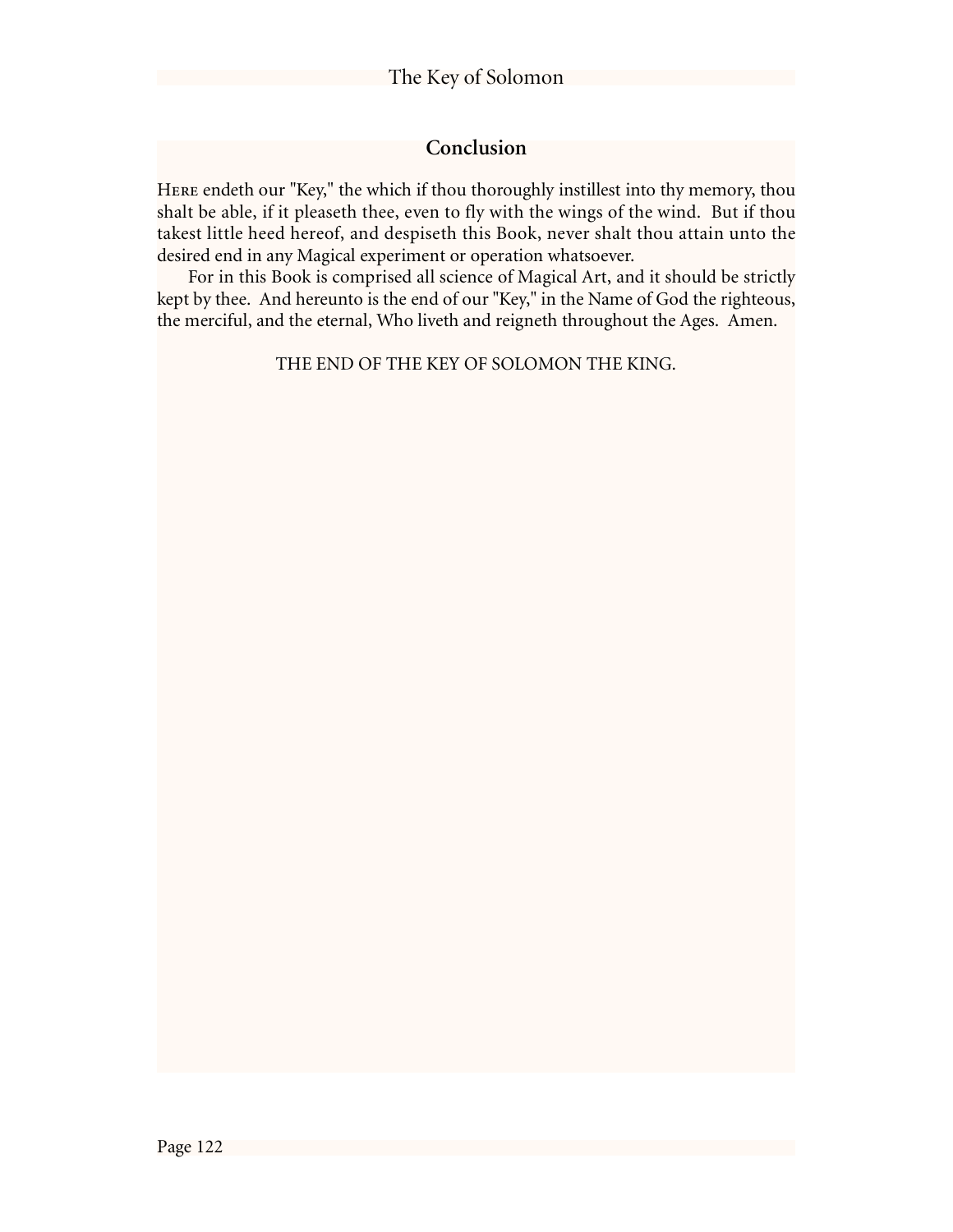## Conclusion

Here endeth our "Key," the which if thou thoroughly instillest into thy memory, thou shalt be able, if it pleaseth thee, even to fly with the wings of the wind. But if thou takest little heed hereof, and despiseth this Book, never shalt thou attain unto the desired end in any Magical experiment or operation whatsoever.

For in this Book is comprised all science of Magical Art, and it should be strictly kept by thee. And hereunto is the end of our "Key," in the Name of God the righteous, the merciful, and the eternal, Who liveth and reigneth throughout the Ages. Amen.

THE END OF THE KEY OF SOLOMON THE KING.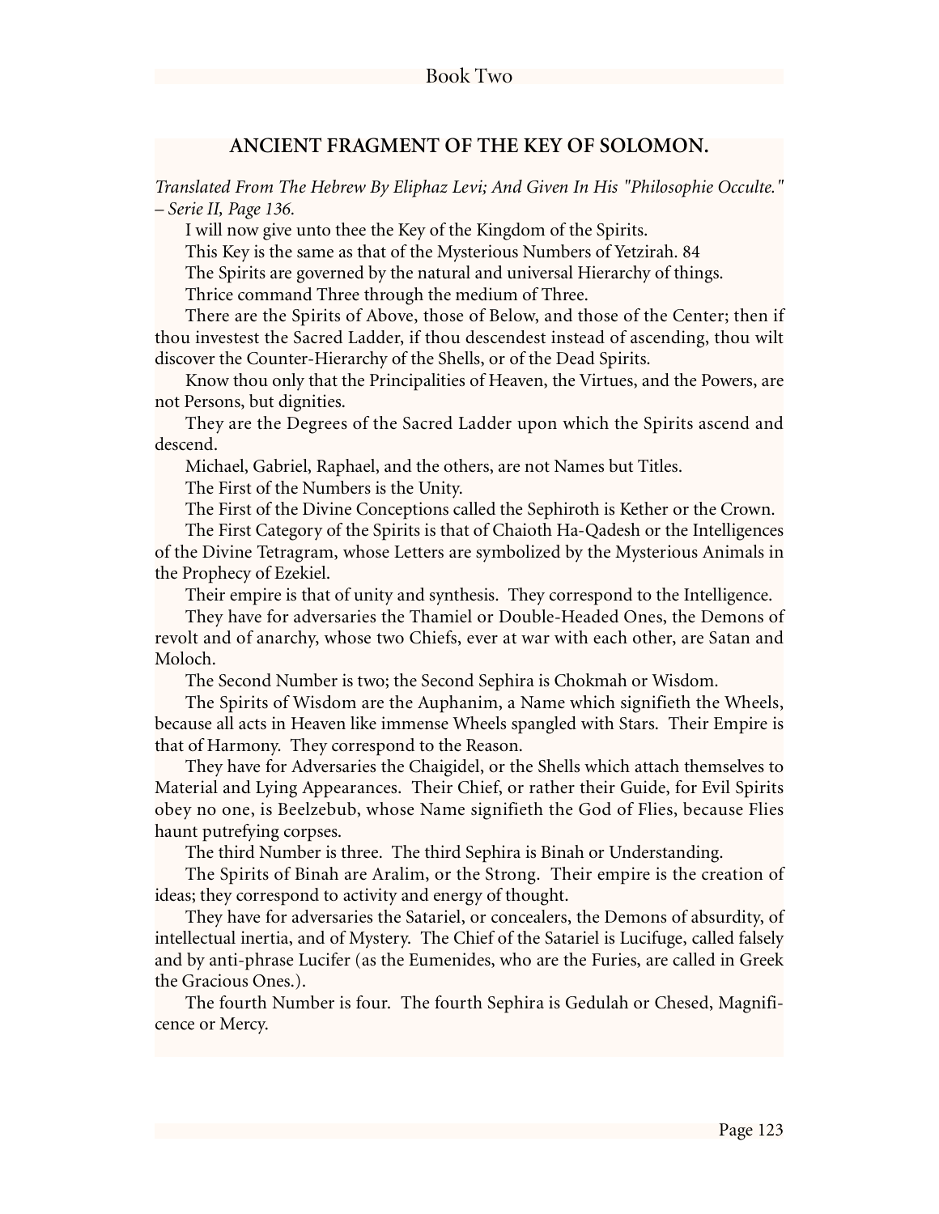## ANCIENT FRAGMENT OF THE KEY OF SOLOMON.

*Translated From The Hebrew By Eliphaz Levi; And Given In His "Philosophie Occulte." – Serie II, Page 136.*

I will now give unto thee the Key of the Kingdom of the Spirits.

This Key is the same as that of the Mysterious Numbers of Yetzirah. 84

The Spirits are governed by the natural and universal Hierarchy of things.

Thrice command Three through the medium of Three.

There are the Spirits of Above, those of Below, and those of the Center; then if thou investest the Sacred Ladder, if thou descendest instead of ascending, thou wilt discover the Counter-Hierarchy of the Shells, or of the Dead Spirits.

Know thou only that the Principalities of Heaven, the Virtues, and the Powers, are not Persons, but dignities.

They are the Degrees of the Sacred Ladder upon which the Spirits ascend and descend.

Michael, Gabriel, Raphael, and the others, are not Names but Titles.

The First of the Numbers is the Unity.

The First of the Divine Conceptions called the Sephiroth is Kether or the Crown.

The First Category of the Spirits is that of Chaioth Ha-Qadesh or the Intelligences of the Divine Tetragram, whose Letters are symbolized by the Mysterious Animals in the Prophecy of Ezekiel.

Their empire is that of unity and synthesis. They correspond to the Intelligence.

They have for adversaries the Thamiel or Double-Headed Ones, the Demons of revolt and of anarchy, whose two Chiefs, ever at war with each other, are Satan and Moloch.

The Second Number is two; the Second Sephira is Chokmah or Wisdom.

The Spirits of Wisdom are the Auphanim, a Name which signifieth the Wheels, because all acts in Heaven like immense Wheels spangled with Stars. Their Empire is that of Harmony. They correspond to the Reason.

They have for Adversaries the Chaigidel, or the Shells which attach themselves to Material and Lying Appearances. Their Chief, or rather their Guide, for Evil Spirits obey no one, is Beelzebub, whose Name signifieth the God of Flies, because Flies haunt putrefying corpses.

The third Number is three. The third Sephira is Binah or Understanding.

The Spirits of Binah are Aralim, or the Strong. Their empire is the creation of ideas; they correspond to activity and energy of thought.

They have for adversaries the Satariel, or concealers, the Demons of absurdity, of intellectual inertia, and of Mystery. The Chief of the Satariel is Lucifuge, called falsely and by anti-phrase Lucifer (as the Eumenides, who are the Furies, are called in Greek the Gracious Ones.).

The fourth Number is four. The fourth Sephira is Gedulah or Chesed, Magnificence or Mercy.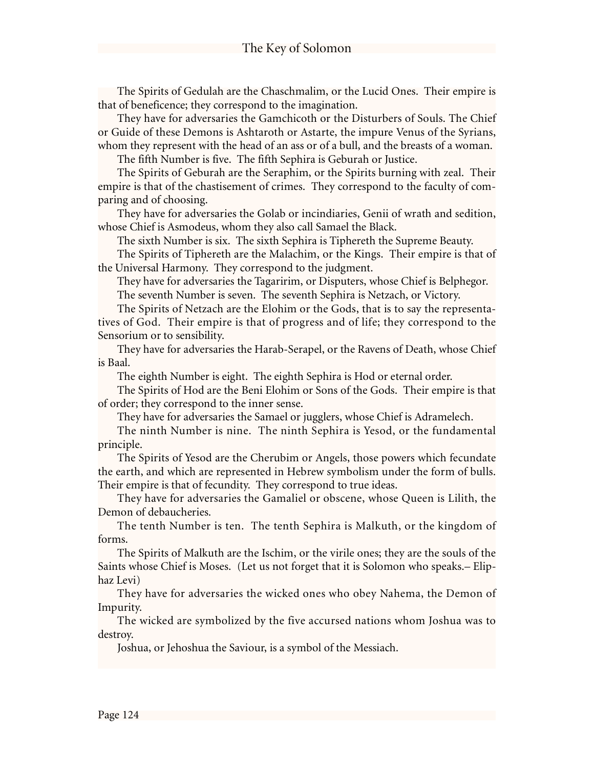The Spirits of Gedulah are the Chaschmalim, or the Lucid Ones. Their empire is that of beneficence; they correspond to the imagination.

They have for adversaries the Gamchicoth or the Disturbers of Souls. The Chief or Guide of these Demons is Ashtaroth or Astarte, the impure Venus of the Syrians, whom they represent with the head of an ass or of a bull, and the breasts of a woman.

The fifth Number is five. The fifth Sephira is Geburah or Justice.

The Spirits of Geburah are the Seraphim, or the Spirits burning with zeal. Their empire is that of the chastisement of crimes. They correspond to the faculty of comparing and of choosing.

They have for adversaries the Golab or incindiaries, Genii of wrath and sedition, whose Chief is Asmodeus, whom they also call Samael the Black.

The sixth Number is six. The sixth Sephira is Tiphereth the Supreme Beauty.

The Spirits of Tiphereth are the Malachim, or the Kings. Their empire is that of the Universal Harmony. They correspond to the judgment.

They have for adversaries the Tagaririm, or Disputers, whose Chief is Belphegor.

The seventh Number is seven. The seventh Sephira is Netzach, or Victory.

The Spirits of Netzach are the Elohim or the Gods, that is to say the representatives of God. Their empire is that of progress and of life; they correspond to the Sensorium or to sensibility.

They have for adversaries the Harab-Serapel, or the Ravens of Death, whose Chief is Baal.

The eighth Number is eight. The eighth Sephira is Hod or eternal order.

The Spirits of Hod are the Beni Elohim or Sons of the Gods. Their empire is that of order; they correspond to the inner sense.

They have for adversaries the Samael or jugglers, whose Chief is Adramelech.

The ninth Number is nine. The ninth Sephira is Yesod, or the fundamental principle.

The Spirits of Yesod are the Cherubim or Angels, those powers which fecundate the earth, and which are represented in Hebrew symbolism under the form of bulls. Their empire is that of fecundity. They correspond to true ideas.

They have for adversaries the Gamaliel or obscene, whose Queen is Lilith, the Demon of debaucheries.

The tenth Number is ten. The tenth Sephira is Malkuth, or the kingdom of forms.

The Spirits of Malkuth are the Ischim, or the virile ones; they are the souls of the Saints whose Chief is Moses. (Let us not forget that it is Solomon who speaks.– Eliphaz Levi)

They have for adversaries the wicked ones who obey Nahema, the Demon of Impurity.

The wicked are symbolized by the five accursed nations whom Joshua was to destroy.

Joshua, or Jehoshua the Saviour, is a symbol of the Messiach.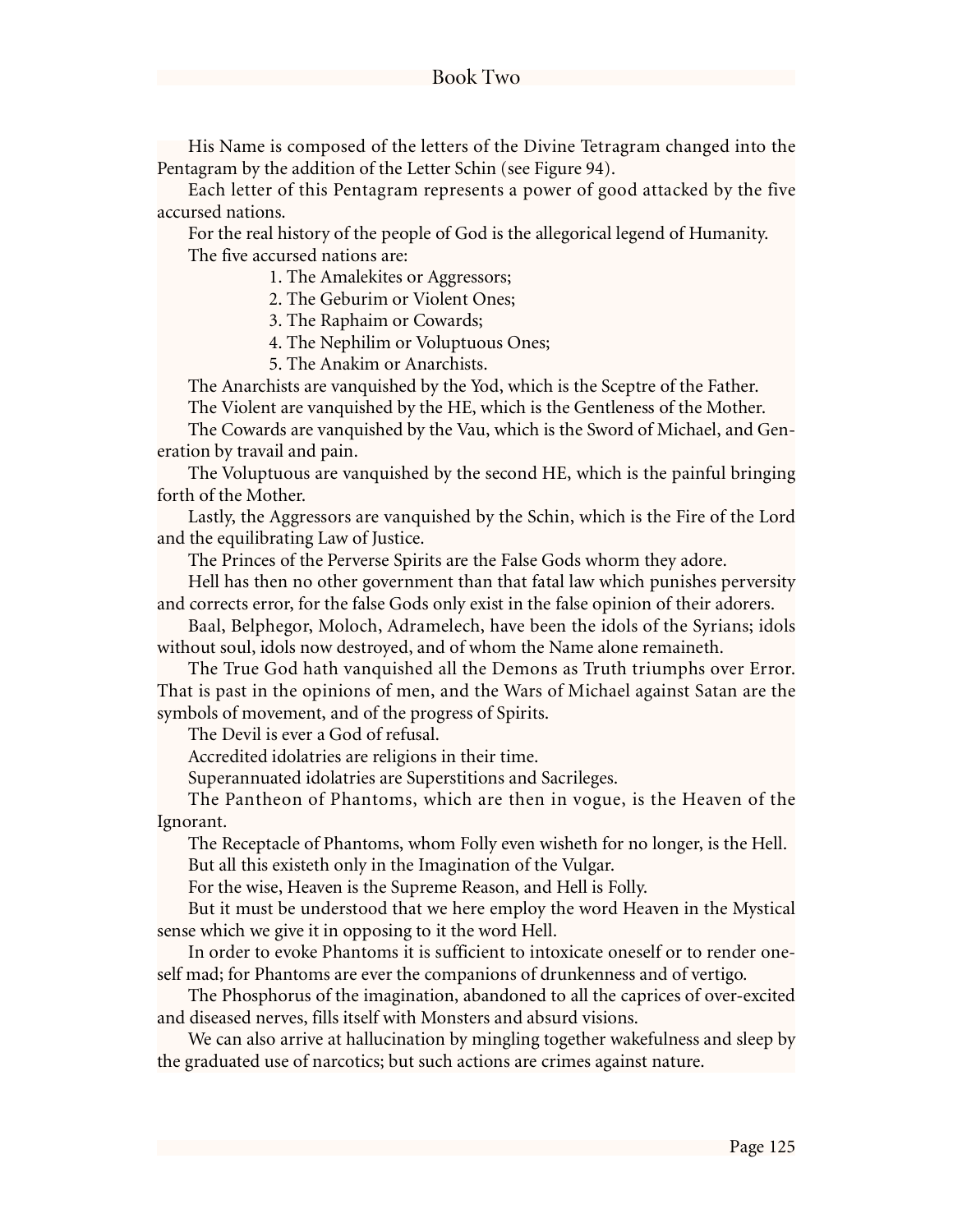His Name is composed of the letters of the Divine Tetragram changed into the Pentagram by the addition of the Letter Schin (see Figure 94).

Each letter of this Pentagram represents a power of good attacked by the five accursed nations.

For the real history of the people of God is the allegorical legend of Humanity.

The five accursed nations are:

1. The Amalekites or Aggressors;
2. The Geburim or Violent Ones;
3. The Raphaim or Cowards;
4. The Nephilim or Voluptuous Ones;
5. The Anakim or Anarchists.

The Anarchists are vanquished by the Yod, which is the Sceptre of the Father.

The Violent are vanquished by the HE, which is the Gentleness of the Mother.

The Cowards are vanquished by the Vau, which is the Sword of Michael, and Generation by travail and pain.

The Voluptuous are vanquished by the second HE, which is the painful bringing forth of the Mother.

Lastly, the Aggressors are vanquished by the Schin, which is the Fire of the Lord and the equilibrating Law of Justice.

The Princes of the Perverse Spirits are the False Gods whorm they adore.

Hell has then no other government than that fatal law which punishes perversity and corrects error, for the false Gods only exist in the false opinion of their adorers.

Baal, Belphegor, Moloch, Adramelech, have been the idols of the Syrians; idols without soul, idols now destroyed, and of whom the Name alone remaineth.

The True God hath vanquished all the Demons as Truth triumphs over Error. That is past in the opinions of men, and the Wars of Michael against Satan are the symbols of movement, and of the progress of Spirits.

The Devil is ever a God of refusal.

Accredited idolatries are religions in their time.

Superannuated idolatries are Superstitions and Sacrileges.

The Pantheon of Phantoms, which are then in vogue, is the Heaven of the Ignorant.

The Receptacle of Phantoms, whom Folly even wisheth for no longer, is the Hell.

But all this existeth only in the Imagination of the Vulgar.

For the wise, Heaven is the Supreme Reason, and Hell is Folly.

But it must be understood that we here employ the word Heaven in the Mystical sense which we give it in opposing to it the word Hell.

In order to evoke Phantoms it is sufficient to intoxicate oneself or to render oneself mad; for Phantoms are ever the companions of drunkenness and of vertigo.

The Phosphorus of the imagination, abandoned to all the caprices of over-excited and diseased nerves, fills itself with Monsters and absurd visions.

We can also arrive at hallucination by mingling together wakefulness and sleep by the graduated use of narcotics; but such actions are crimes against nature.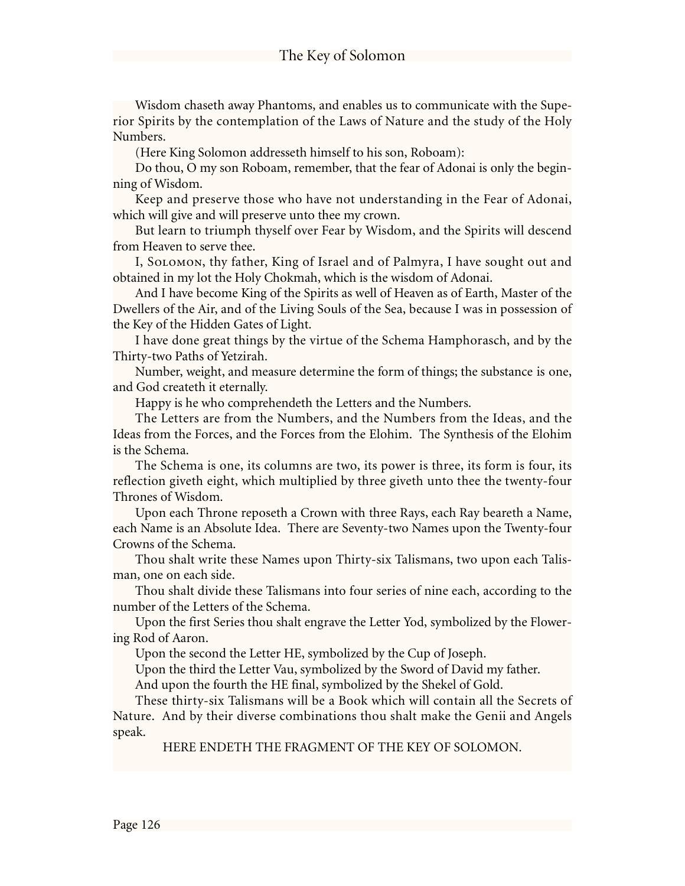Wisdom chaseth away Phantoms, and enables us to communicate with the Superior Spirits by the contemplation of the Laws of Nature and the study of the Holy Numbers.

(Here King Solomon addresseth himself to his son, Roboam):

Do thou, O my son Roboam, remember, that the fear of Adonai is only the beginning of Wisdom.

Keep and preserve those who have not understanding in the Fear of Adonai, which will give and will preserve unto thee my crown.

But learn to triumph thyself over Fear by Wisdom, and the Spirits will descend from Heaven to serve thee.

I, Solomon, thy father, King of Israel and of Palmyra, I have sought out and obtained in my lot the Holy Chokmah, which is the wisdom of Adonai.

And I have become King of the Spirits as well of Heaven as of Earth, Master of the Dwellers of the Air, and of the Living Souls of the Sea, because I was in possession of the Key of the Hidden Gates of Light.

I have done great things by the virtue of the Schema Hamphorasch, and by the Thirty-two Paths of Yetzirah.

Number, weight, and measure determine the form of things; the substance is one, and God createth it eternally.

Happy is he who comprehendeth the Letters and the Numbers.

The Letters are from the Numbers, and the Numbers from the Ideas, and the Ideas from the Forces, and the Forces from the Elohim. The Synthesis of the Elohim is the Schema.

The Schema is one, its columns are two, its power is three, its form is four, its reflection giveth eight, which multiplied by three giveth unto thee the twenty-four Thrones of Wisdom.

Upon each Throne reposeth a Crown with three Rays, each Ray beareth a Name, each Name is an Absolute Idea. There are Seventy-two Names upon the Twenty-four Crowns of the Schema.

Thou shalt write these Names upon Thirty-six Talismans, two upon each Talisman, one on each side.

Thou shalt divide these Talismans into four series of nine each, according to the number of the Letters of the Schema.

Upon the first Series thou shalt engrave the Letter Yod, symbolized by the Flowering Rod of Aaron.

Upon the second the Letter HE, symbolized by the Cup of Joseph.

Upon the third the Letter Vau, symbolized by the Sword of David my father.

And upon the fourth the HE final, symbolized by the Shekel of Gold.

These thirty-six Talismans will be a Book which will contain all the Secrets of Nature. And by their diverse combinations thou shalt make the Genii and Angels speak.

HERE ENDETH THE FRAGMENT OF THE KEY OF SOLOMON.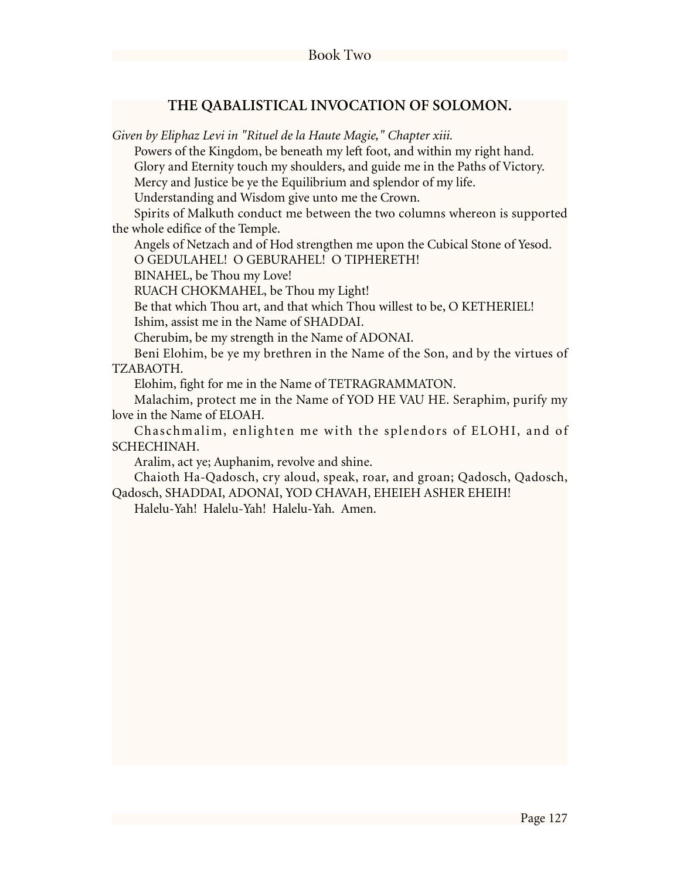## THE QABALISTICAL INVOCATION OF SOLOMON.

*Given by Eliphaz Levi in "Rituel de la Haute Magie," Chapter xiii.*

Powers of the Kingdom, be beneath my left foot, and within my right hand.

Glory and Eternity touch my shoulders, and guide me in the Paths of Victory.

Mercy and Justice be ye the Equilibrium and splendor of my life.

Understanding and Wisdom give unto me the Crown.

Spirits of Malkuth conduct me between the two columns whereon is supported the whole edifice of the Temple.

Angels of Netzach and of Hod strengthen me upon the Cubical Stone of Yesod.

O GEDULAHEL! O GEBURAHEL! O TIPHERETH!

BINAHEL, be Thou my Love!

RUACH CHOKMAHEL, be Thou my Light!

Be that which Thou art, and that which Thou willest to be, O KETHERIEL!

Ishim, assist me in the Name of SHADDAI.

Cherubim, be my strength in the Name of ADONAI.

Beni Elohim, be ye my brethren in the Name of the Son, and by the virtues of TZABAOTH.

Elohim, fight for me in the Name of TETRAGRAMMATON.

Malachim, protect me in the Name of YOD HE VAU HE. Seraphim, purify my love in the Name of ELOAH.

Chaschmalim, enlighten me with the splendors of ELOHI, and of SCHECHINAH.

Aralim, act ye; Auphanim, revolve and shine.

Chaioth Ha-Qadosch, cry aloud, speak, roar, and groan; Qadosch, Qadosch, Qadosch, SHADDAI, ADONAI, YOD CHAVAH, EHEIEH ASHER EHEIH!

Halelu-Yah! Halelu-Yah! Halelu-Yah. Amen.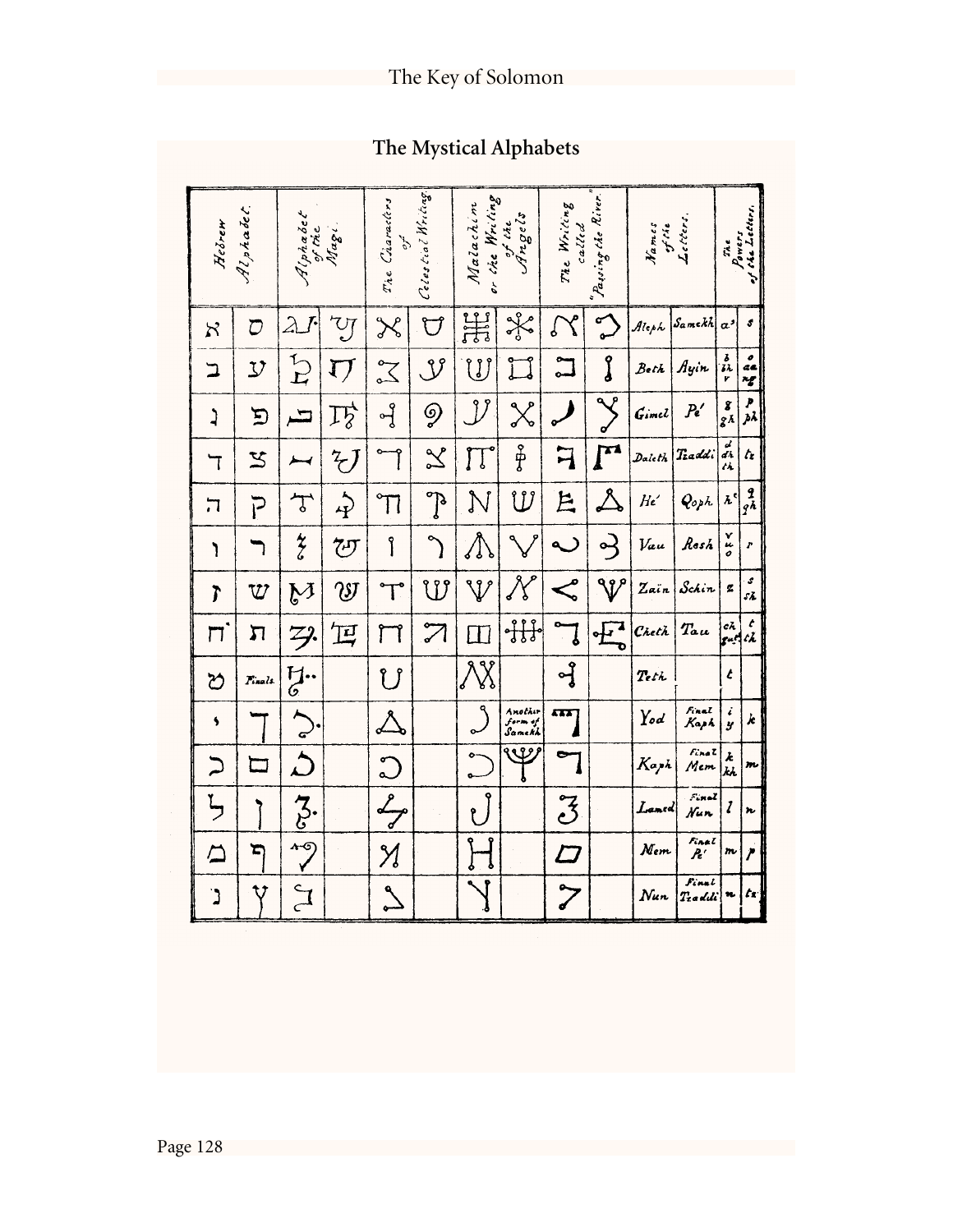# The Mystical Alphabets

| Hebrew Alphabet | | Alphabet of the Magi | | The Characters of Celestial Writing | | Malachim or the Writing of the Angels | | The Writing called "Passing the River" | | Names of the Letters | | The Powers of the Letters | |
|---|---|---|---|---|---|---|---|---|---|---|---|---|---|
| א | ס | | | | | | | | | Aleph | Samekh | a' | s |
| ב | ע | | | | | | | | | Beth | Ayin | b bh v | o aa ng |
| ג | פ | | | | | | | | | Gimel | Pé | g gh | p ph |
| ד | צ | | | | | | | | | Daleth | Tzaddi | d dh | tz |
| ה | ק | | | | | | | | | Hé | Qoph | h' | q qh |
| ו | ר | | | | | | | | | Vau | Resh | v u o | r |
| ז | ש | | | | | | | | | Zaïn | Schin | z | s sh |
| ח | ת | | | | | | | | | Cheth | Tau | ch gut. | t th |
| ט | Finals. | | | | | | | | | Teth | | t | |
| י | ך | | | | | | Another form of Samekh | | | Yod | Final Kaph | i y | k |
| כ | ם | | | | | | | | | Kaph | Final Mem | k kh | m |
| ל | ן | | | | | | | | | Lamed | Final Nun | l | n |
| מ | ף | | | | | | | | | Mem | Final Pé | m | p |
| נ | ץ | | | | | | | | | Nun | Final Tzaddi | n | tz |